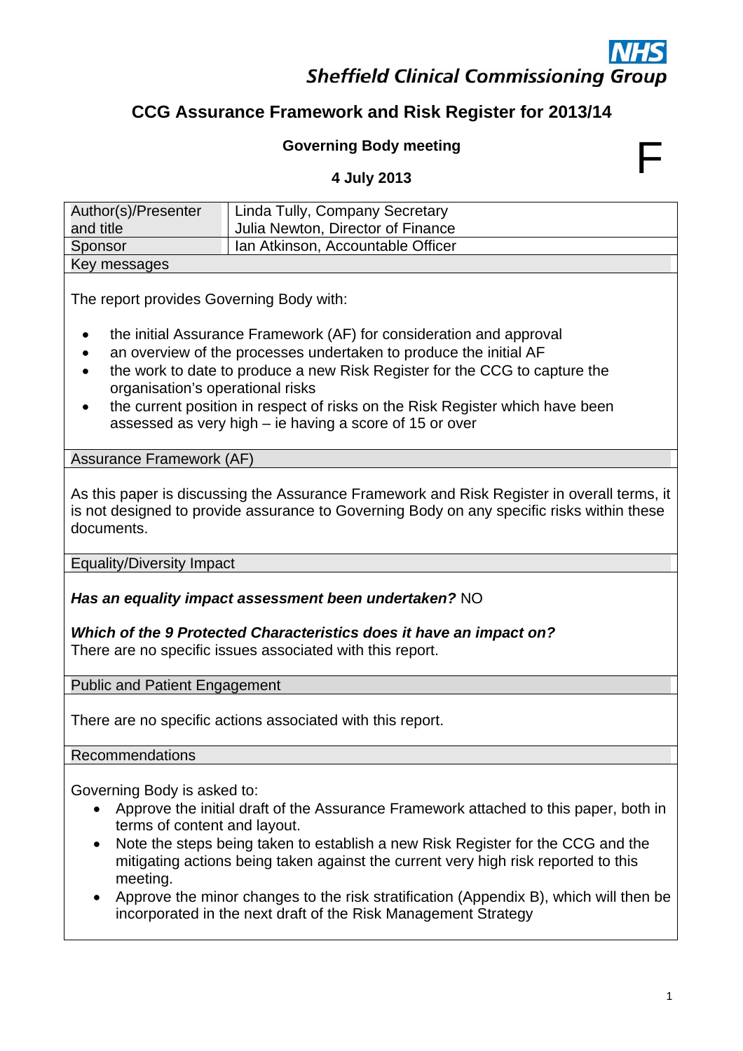**NHS**
**Sheffield Clinical Commissioning Group**

# CCG Assurance Framework and Risk Register for 2013/14

**Governing Body meeting**

**4 July 2013**

F

| Author(s)/Presenter and title | Linda Tully, Company Secretary<br>Julia Newton, Director of Finance |
|---|---|
| Sponsor | Ian Atkinson, Accountable Officer |

**Key messages**

The report provides Governing Body with:

- the initial Assurance Framework (AF) for consideration and approval
- an overview of the processes undertaken to produce the initial AF
- the work to date to produce a new Risk Register for the CCG to capture the organisation's operational risks
- the current position in respect of risks on the Risk Register which have been assessed as very high – ie having a score of 15 or over

**Assurance Framework (AF)**

As this paper is discussing the Assurance Framework and Risk Register in overall terms, it is not designed to provide assurance to Governing Body on any specific risks within these documents.

**Equality/Diversity Impact**

***Has an equality impact assessment been undertaken?*** NO

***Which of the 9 Protected Characteristics does it have an impact on?***
There are no specific issues associated with this report.

**Public and Patient Engagement**

There are no specific actions associated with this report.

**Recommendations**

Governing Body is asked to:

- Approve the initial draft of the Assurance Framework attached to this paper, both in terms of content and layout.
- Note the steps being taken to establish a new Risk Register for the CCG and the mitigating actions being taken against the current very high risk reported to this meeting.
- Approve the minor changes to the risk stratification (Appendix B), which will then be incorporated in the next draft of the Risk Management Strategy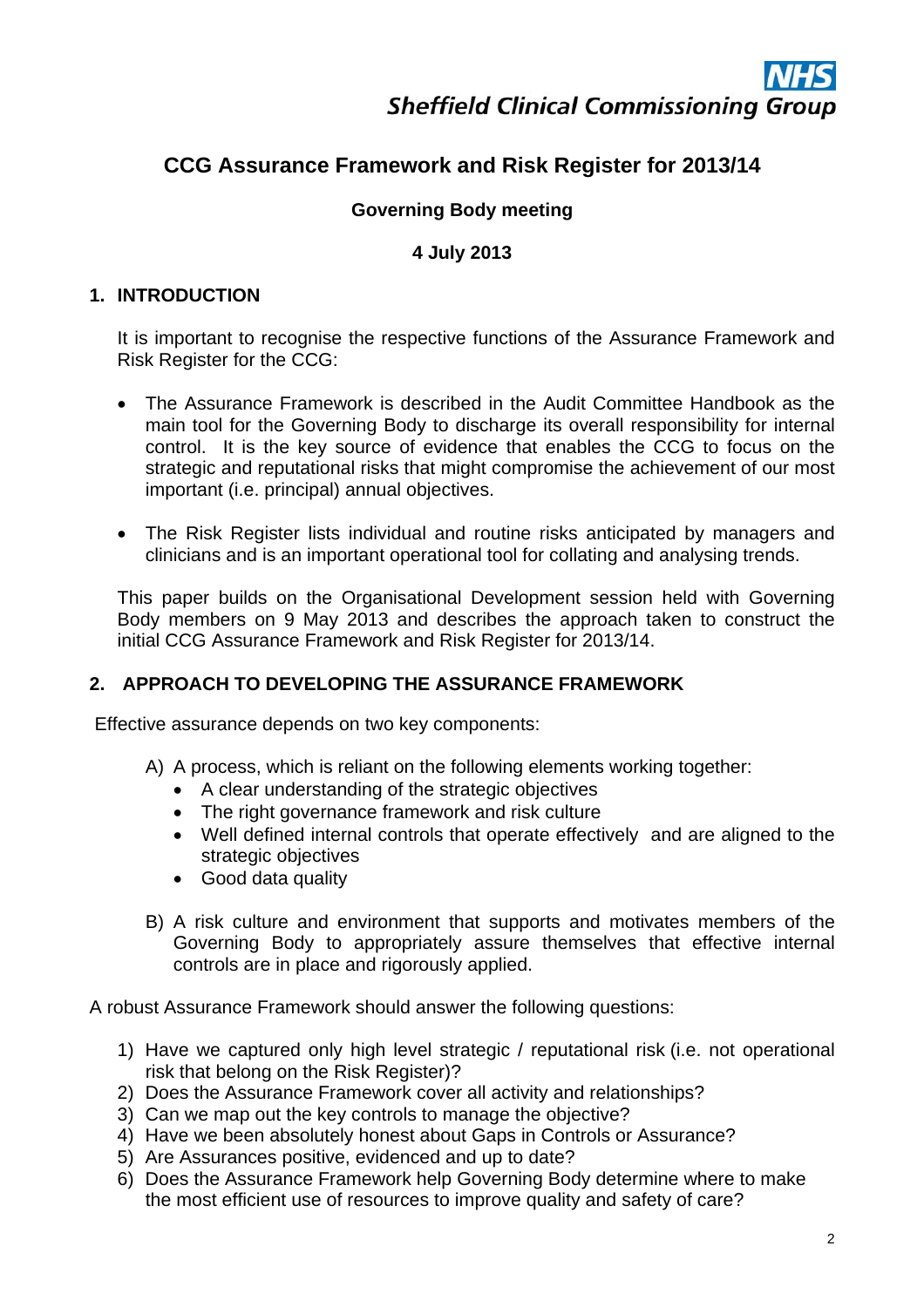NHS
Sheffield Clinical Commissioning Group

# CCG Assurance Framework and Risk Register for 2013/14

**Governing Body meeting**

**4 July 2013**

## 1. INTRODUCTION

It is important to recognise the respective functions of the Assurance Framework and Risk Register for the CCG:

- The Assurance Framework is described in the Audit Committee Handbook as the main tool for the Governing Body to discharge its overall responsibility for internal control. It is the key source of evidence that enables the CCG to focus on the strategic and reputational risks that might compromise the achievement of our most important (i.e. principal) annual objectives.

- The Risk Register lists individual and routine risks anticipated by managers and clinicians and is an important operational tool for collating and analysing trends.

This paper builds on the Organisational Development session held with Governing Body members on 9 May 2013 and describes the approach taken to construct the initial CCG Assurance Framework and Risk Register for 2013/14.

## 2. APPROACH TO DEVELOPING THE ASSURANCE FRAMEWORK

Effective assurance depends on two key components:

A) A process, which is reliant on the following elements working together:
   - A clear understanding of the strategic objectives
   - The right governance framework and risk culture
   - Well defined internal controls that operate effectively and are aligned to the strategic objectives
   - Good data quality

B) A risk culture and environment that supports and motivates members of the Governing Body to appropriately assure themselves that effective internal controls are in place and rigorously applied.

A robust Assurance Framework should answer the following questions:

1) Have we captured only high level strategic / reputational risk (i.e. not operational risk that belong on the Risk Register)?
2) Does the Assurance Framework cover all activity and relationships?
3) Can we map out the key controls to manage the objective?
4) Have we been absolutely honest about Gaps in Controls or Assurance?
5) Are Assurances positive, evidenced and up to date?
6) Does the Assurance Framework help Governing Body determine where to make the most efficient use of resources to improve quality and safety of care?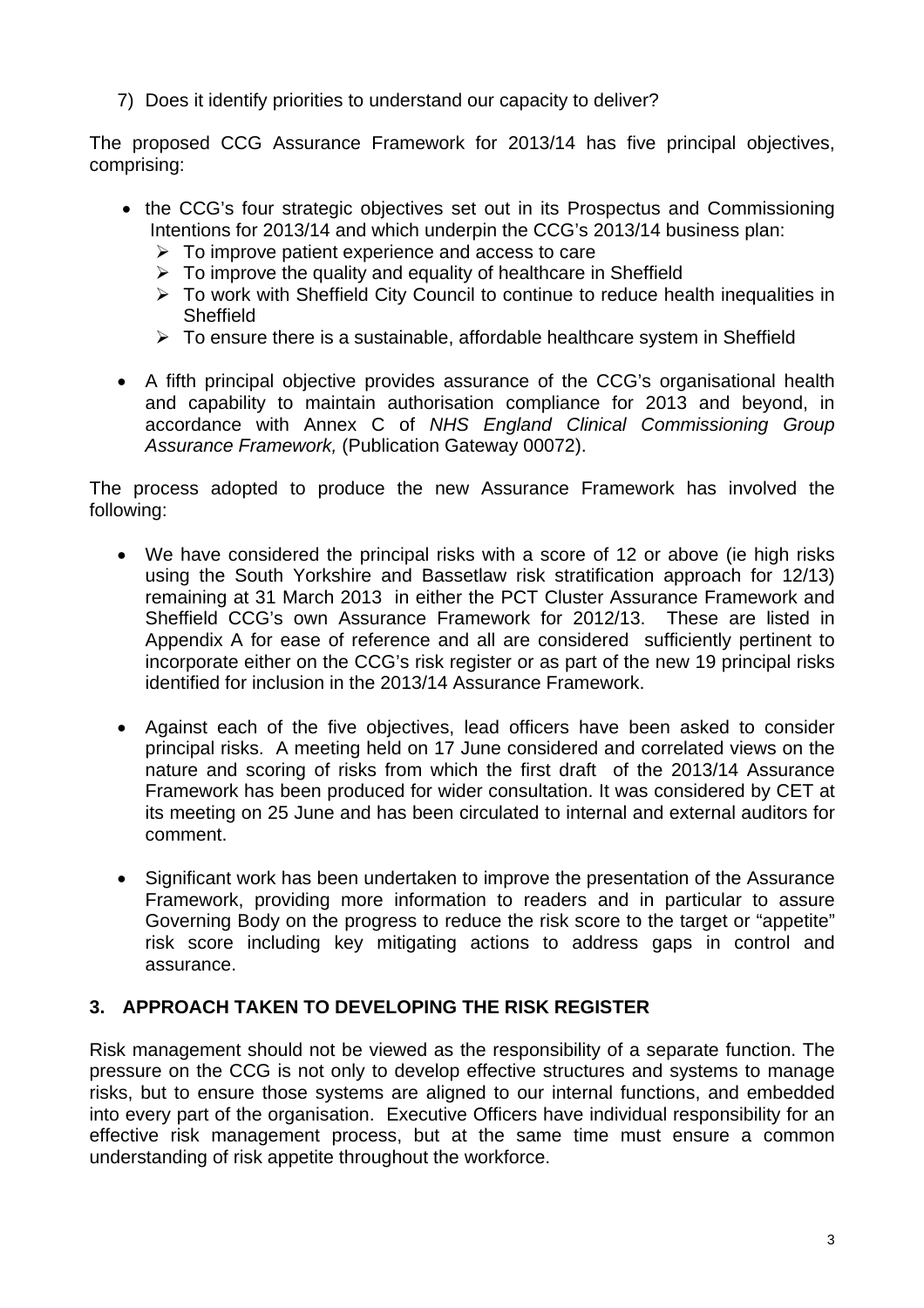7) Does it identify priorities to understand our capacity to deliver?

The proposed CCG Assurance Framework for 2013/14 has five principal objectives, comprising:

- the CCG's four strategic objectives set out in its Prospectus and Commissioning Intentions for 2013/14 and which underpin the CCG's 2013/14 business plan:
  - To improve patient experience and access to care
  - To improve the quality and equality of healthcare in Sheffield
  - To work with Sheffield City Council to continue to reduce health inequalities in Sheffield
  - To ensure there is a sustainable, affordable healthcare system in Sheffield
- A fifth principal objective provides assurance of the CCG's organisational health and capability to maintain authorisation compliance for 2013 and beyond, in accordance with Annex C of *NHS England Clinical Commissioning Group Assurance Framework,* (Publication Gateway 00072).

The process adopted to produce the new Assurance Framework has involved the following:

- We have considered the principal risks with a score of 12 or above (ie high risks using the South Yorkshire and Bassetlaw risk stratification approach for 12/13) remaining at 31 March 2013 in either the PCT Cluster Assurance Framework and Sheffield CCG's own Assurance Framework for 2012/13. These are listed in Appendix A for ease of reference and all are considered sufficiently pertinent to incorporate either on the CCG's risk register or as part of the new 19 principal risks identified for inclusion in the 2013/14 Assurance Framework.
- Against each of the five objectives, lead officers have been asked to consider principal risks. A meeting held on 17 June considered and correlated views on the nature and scoring of risks from which the first draft of the 2013/14 Assurance Framework has been produced for wider consultation. It was considered by CET at its meeting on 25 June and has been circulated to internal and external auditors for comment.
- Significant work has been undertaken to improve the presentation of the Assurance Framework, providing more information to readers and in particular to assure Governing Body on the progress to reduce the risk score to the target or "appetite" risk score including key mitigating actions to address gaps in control and assurance.

## 3. APPROACH TAKEN TO DEVELOPING THE RISK REGISTER

Risk management should not be viewed as the responsibility of a separate function. The pressure on the CCG is not only to develop effective structures and systems to manage risks, but to ensure those systems are aligned to our internal functions, and embedded into every part of the organisation. Executive Officers have individual responsibility for an effective risk management process, but at the same time must ensure a common understanding of risk appetite throughout the workforce.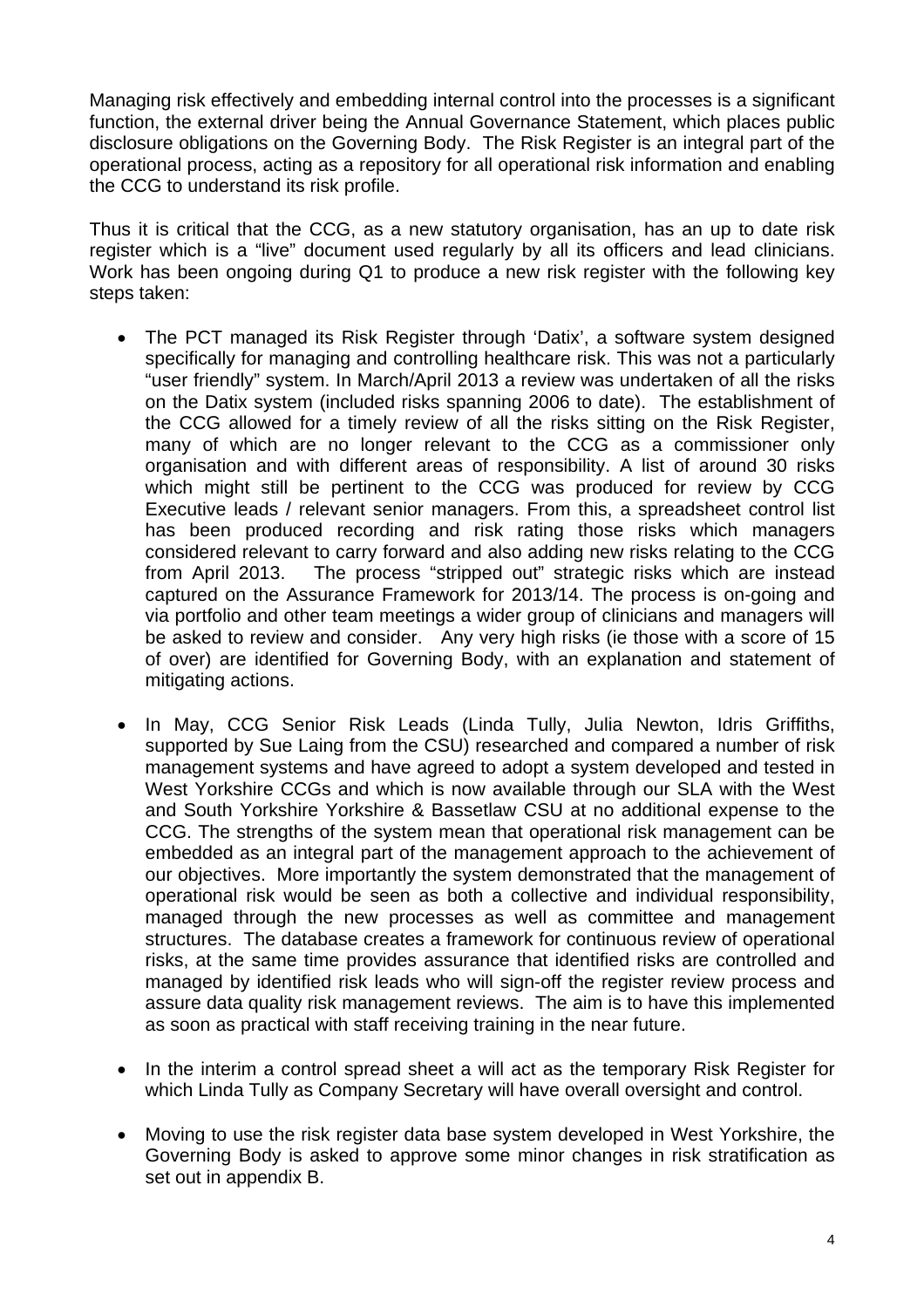Managing risk effectively and embedding internal control into the processes is a significant function, the external driver being the Annual Governance Statement, which places public disclosure obligations on the Governing Body. The Risk Register is an integral part of the operational process, acting as a repository for all operational risk information and enabling the CCG to understand its risk profile.

Thus it is critical that the CCG, as a new statutory organisation, has an up to date risk register which is a "live" document used regularly by all its officers and lead clinicians. Work has been ongoing during Q1 to produce a new risk register with the following key steps taken:

- The PCT managed its Risk Register through 'Datix', a software system designed specifically for managing and controlling healthcare risk. This was not a particularly "user friendly" system. In March/April 2013 a review was undertaken of all the risks on the Datix system (included risks spanning 2006 to date). The establishment of the CCG allowed for a timely review of all the risks sitting on the Risk Register, many of which are no longer relevant to the CCG as a commissioner only organisation and with different areas of responsibility. A list of around 30 risks which might still be pertinent to the CCG was produced for review by CCG Executive leads / relevant senior managers. From this, a spreadsheet control list has been produced recording and risk rating those risks which managers considered relevant to carry forward and also adding new risks relating to the CCG from April 2013. The process "stripped out" strategic risks which are instead captured on the Assurance Framework for 2013/14. The process is on-going and via portfolio and other team meetings a wider group of clinicians and managers will be asked to review and consider. Any very high risks (ie those with a score of 15 of over) are identified for Governing Body, with an explanation and statement of mitigating actions.

- In May, CCG Senior Risk Leads (Linda Tully, Julia Newton, Idris Griffiths, supported by Sue Laing from the CSU) researched and compared a number of risk management systems and have agreed to adopt a system developed and tested in West Yorkshire CCGs and which is now available through our SLA with the West and South Yorkshire Yorkshire & Bassetlaw CSU at no additional expense to the CCG. The strengths of the system mean that operational risk management can be embedded as an integral part of the management approach to the achievement of our objectives. More importantly the system demonstrated that the management of operational risk would be seen as both a collective and individual responsibility, managed through the new processes as well as committee and management structures. The database creates a framework for continuous review of operational risks, at the same time provides assurance that identified risks are controlled and managed by identified risk leads who will sign-off the register review process and assure data quality risk management reviews. The aim is to have this implemented as soon as practical with staff receiving training in the near future.

- In the interim a control spread sheet a will act as the temporary Risk Register for which Linda Tully as Company Secretary will have overall oversight and control.

- Moving to use the risk register data base system developed in West Yorkshire, the Governing Body is asked to approve some minor changes in risk stratification as set out in appendix B.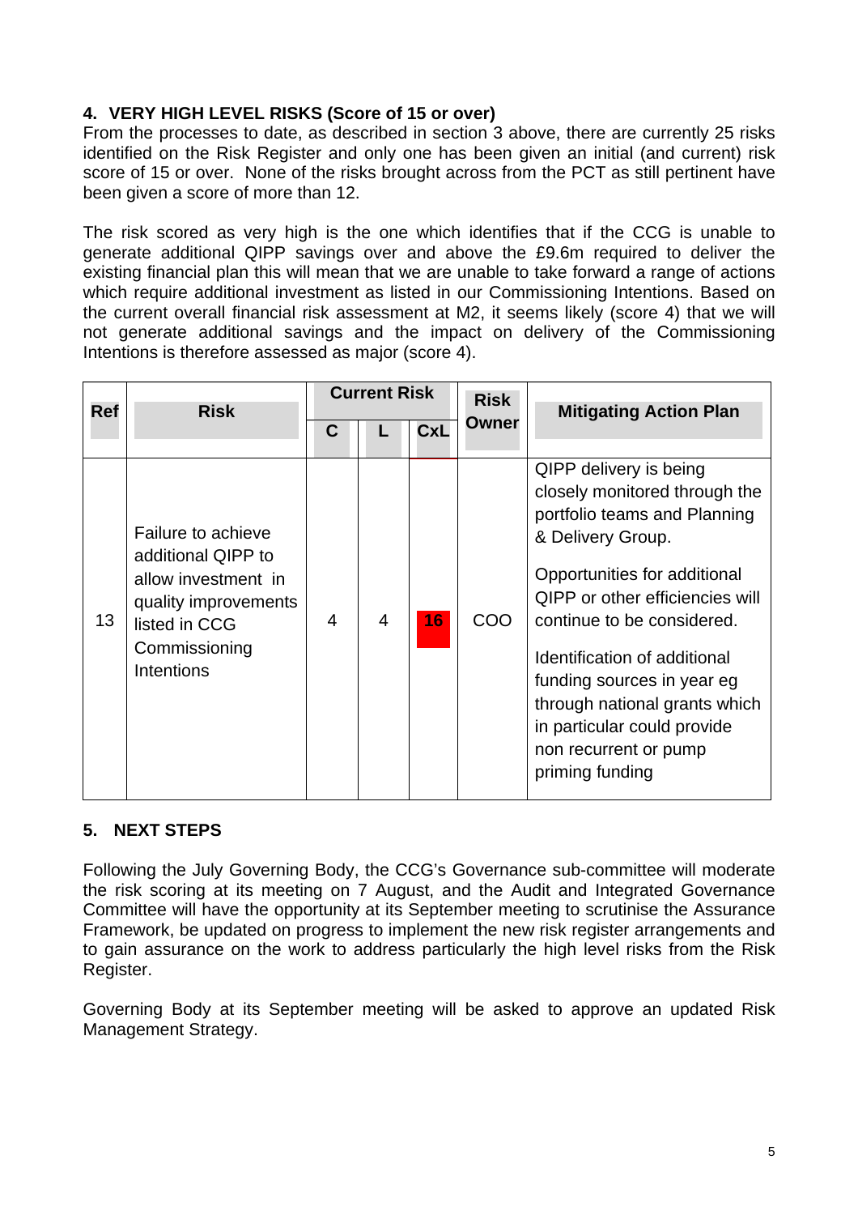## 4. VERY HIGH LEVEL RISKS (Score of 15 or over)

From the processes to date, as described in section 3 above, there are currently 25 risks identified on the Risk Register and only one has been given an initial (and current) risk score of 15 or over. None of the risks brought across from the PCT as still pertinent have been given a score of more than 12.

The risk scored as very high is the one which identifies that if the CCG is unable to generate additional QIPP savings over and above the £9.6m required to deliver the existing financial plan this will mean that we are unable to take forward a range of actions which require additional investment as listed in our Commissioning Intentions. Based on the current overall financial risk assessment at M2, it seems likely (score 4) that we will not generate additional savings and the impact on delivery of the Commissioning Intentions is therefore assessed as major (score 4).

| Ref | Risk | Current Risk | | | Risk Owner | Mitigating Action Plan |
|---|---|---|---|---|---|---|
| | | C | L | CxL | | |
| 13 | Failure to achieve additional QIPP to allow investment in quality improvements listed in CCG Commissioning Intentions | 4 | 4 | 16 | COO | QIPP delivery is being closely monitored through the portfolio teams and Planning & Delivery Group.<br><br>Opportunities for additional QIPP or other efficiencies will continue to be considered.<br><br>Identification of additional funding sources in year eg through national grants which in particular could provide non recurrent or pump priming funding |

## 5. NEXT STEPS

Following the July Governing Body, the CCG's Governance sub-committee will moderate the risk scoring at its meeting on 7 August, and the Audit and Integrated Governance Committee will have the opportunity at its September meeting to scrutinise the Assurance Framework, be updated on progress to implement the new risk register arrangements and to gain assurance on the work to address particularly the high level risks from the Risk Register.

Governing Body at its September meeting will be asked to approve an updated Risk Management Strategy.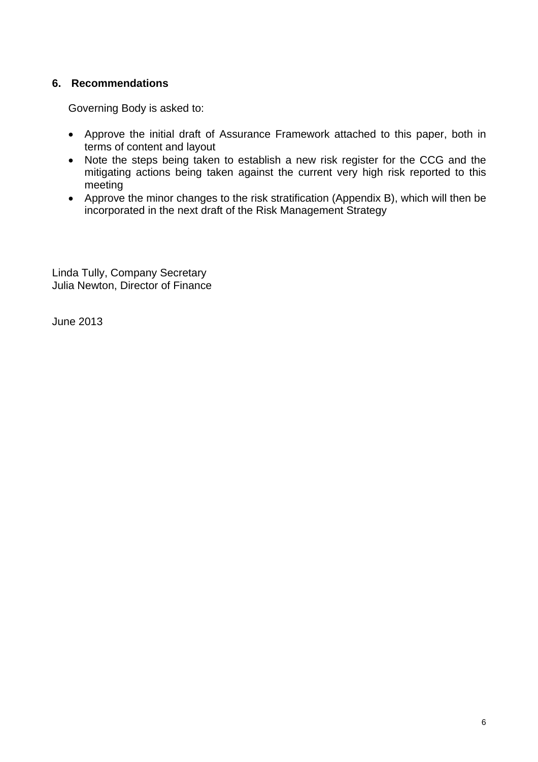## 6. Recommendations

Governing Body is asked to:

- Approve the initial draft of Assurance Framework attached to this paper, both in terms of content and layout
- Note the steps being taken to establish a new risk register for the CCG and the mitigating actions being taken against the current very high risk reported to this meeting
- Approve the minor changes to the risk stratification (Appendix B), which will then be incorporated in the next draft of the Risk Management Strategy

Linda Tully, Company Secretary
Julia Newton, Director of Finance

June 2013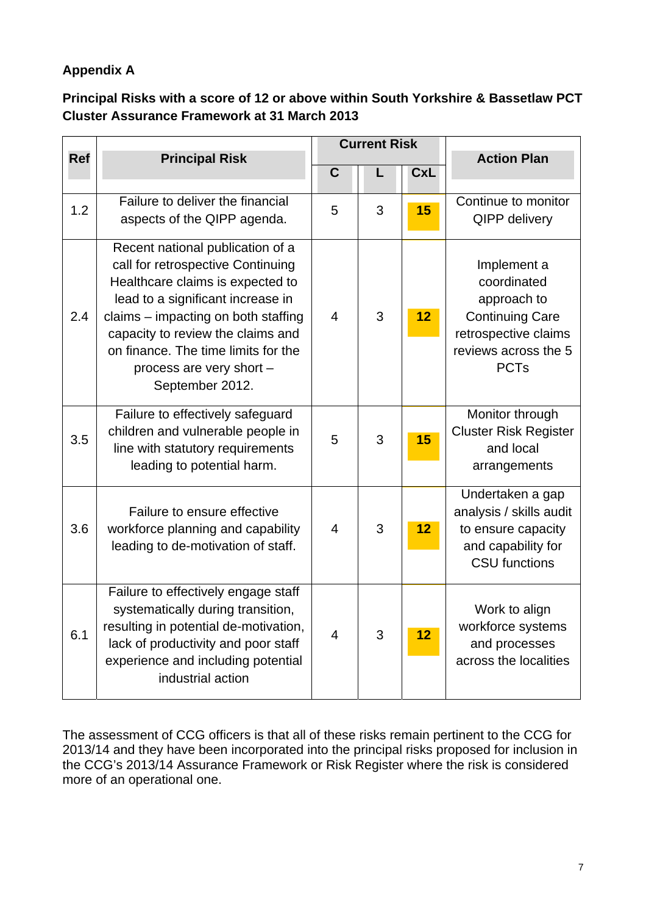**Appendix A**

**Principal Risks with a score of 12 or above within South Yorkshire & Bassetlaw PCT Cluster Assurance Framework at 31 March 2013**

| Ref | Principal Risk | Current Risk | | | Action Plan |
|---|---|---|---|---|---|
| | | C | L | CxL | |
| 1.2 | Failure to deliver the financial aspects of the QIPP agenda. | 5 | 3 | **15** | Continue to monitor QIPP delivery |
| 2.4 | Recent national publication of a call for retrospective Continuing Healthcare claims is expected to lead to a significant increase in claims – impacting on both staffing capacity to review the claims and on finance. The time limits for the process are very short – September 2012. | 4 | 3 | **12** | Implement a coordinated approach to Continuing Care retrospective claims reviews across the 5 PCTs |
| 3.5 | Failure to effectively safeguard children and vulnerable people in line with statutory requirements leading to potential harm. | 5 | 3 | **15** | Monitor through Cluster Risk Register and local arrangements |
| 3.6 | Failure to ensure effective workforce planning and capability leading to de-motivation of staff. | 4 | 3 | **12** | Undertaken a gap analysis / skills audit to ensure capacity and capability for CSU functions |
| 6.1 | Failure to effectively engage staff systematically during transition, resulting in potential de-motivation, lack of productivity and poor staff experience and including potential industrial action | 4 | 3 | **12** | Work to align workforce systems and processes across the localities |

The assessment of CCG officers is that all of these risks remain pertinent to the CCG for 2013/14 and they have been incorporated into the principal risks proposed for inclusion in the CCG's 2013/14 Assurance Framework or Risk Register where the risk is considered more of an operational one.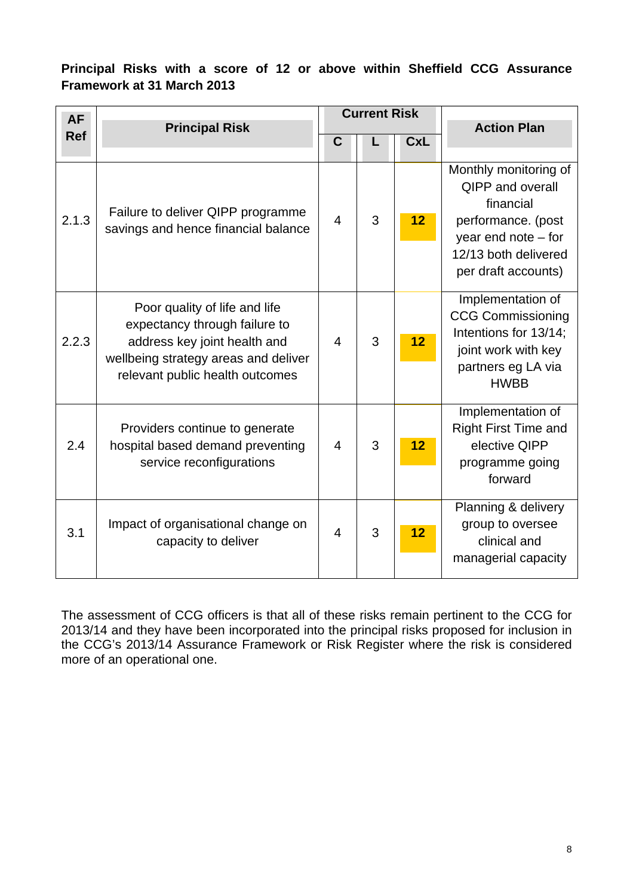**Principal Risks with a score of 12 or above within Sheffield CCG Assurance Framework at 31 March 2013**

| AF Ref | Principal Risk | Current Risk | | | Action Plan |
|---|---|---|---|---|---|
| | | C | L | CxL | |
| 2.1.3 | Failure to deliver QIPP programme savings and hence financial balance | 4 | 3 | **12** | Monthly monitoring of QIPP and overall financial performance. (post year end note – for 12/13 both delivered per draft accounts) |
| 2.2.3 | Poor quality of life and life expectancy through failure to address key joint health and wellbeing strategy areas and deliver relevant public health outcomes | 4 | 3 | **12** | Implementation of CCG Commissioning Intentions for 13/14; joint work with key partners eg LA via HWBB |
| 2.4 | Providers continue to generate hospital based demand preventing service reconfigurations | 4 | 3 | **12** | Implementation of Right First Time and elective QIPP programme going forward |
| 3.1 | Impact of organisational change on capacity to deliver | 4 | 3 | **12** | Planning & delivery group to oversee clinical and managerial capacity |

The assessment of CCG officers is that all of these risks remain pertinent to the CCG for 2013/14 and they have been incorporated into the principal risks proposed for inclusion in the CCG's 2013/14 Assurance Framework or Risk Register where the risk is considered more of an operational one.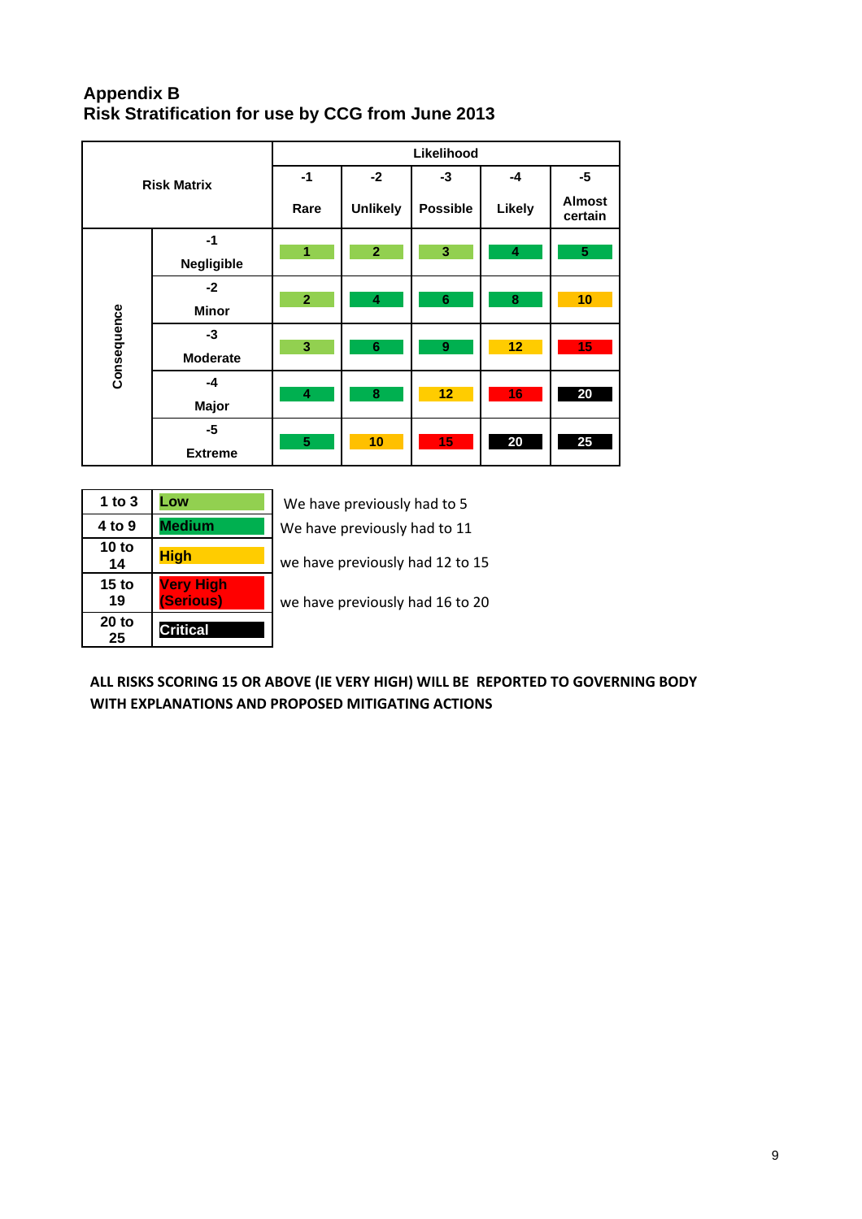## Appendix B
## Risk Stratification for use by CCG from June 2013

| Risk Matrix | | Likelihood | | | | |
|---|---|---|---|---|---|---|
| | | -1 Rare | -2 Unlikely | -3 Possible | -4 Likely | -5 Almost certain |
| Consequence | -1 Negligible | 1 | 2 | 3 | 4 | 5 |
| | -2 Minor | 2 | 4 | 6 | 8 | 10 |
| | -3 Moderate | 3 | 6 | 9 | 12 | 15 |
| | -4 Major | 4 | 8 | 12 | 16 | 20 |
| | -5 Extreme | 5 | 10 | 15 | 20 | 25 |

| Score | Rating | |
|---|---|---|
| 1 to 3 | Low | We have previously had to 5 |
| 4 to 9 | Medium | We have previously had to 11 |
| 10 to 14 | High | we have previously had 12 to 15 |
| 15 to 19 | Very High (Serious) | we have previously had 16 to 20 |
| 20 to 25 | Critical | |

**ALL RISKS SCORING 15 OR ABOVE (IE VERY HIGH) WILL BE REPORTED TO GOVERNING BODY WITH EXPLANATIONS AND PROPOSED MITIGATING ACTIONS**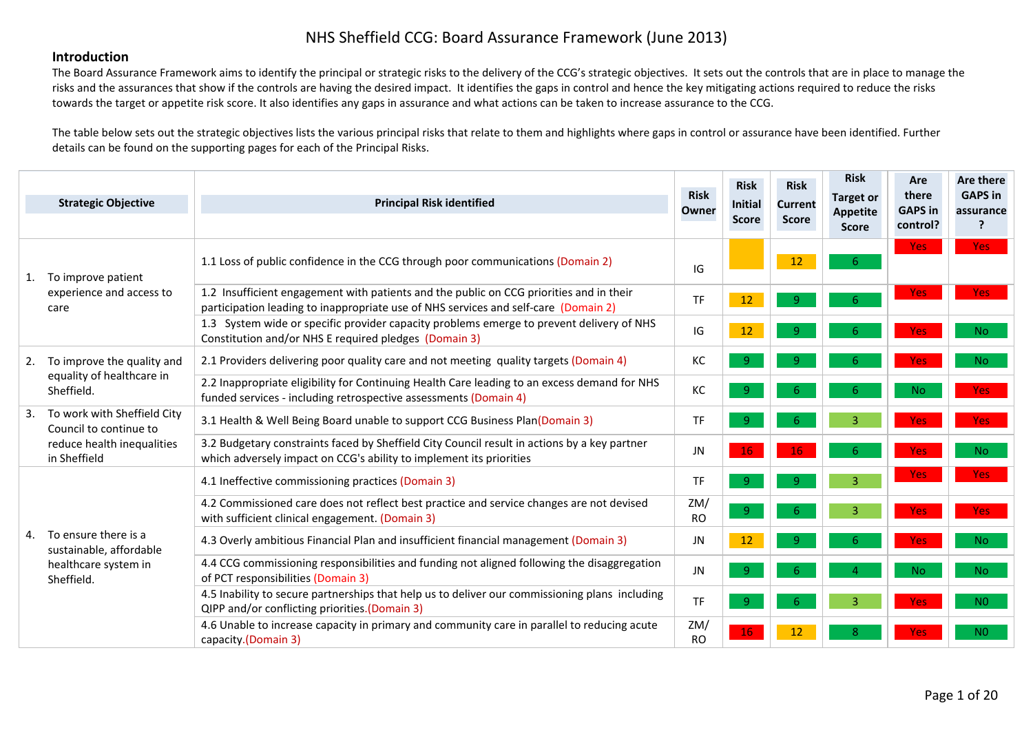# NHS Sheffield CCG: Board Assurance Framework (June 2013)

## Introduction

The Board Assurance Framework aims to identify the principal or strategic risks to the delivery of the CCG's strategic objectives. It sets out the controls that are in place to manage the risks and the assurances that show if the controls are having the desired impact. It identifies the gaps in control and hence the key mitigating actions required to reduce the risks towards the target or appetite risk score. It also identifies any gaps in assurance and what actions can be taken to increase assurance to the CCG.

The table below sets out the strategic objectives lists the various principal risks that relate to them and highlights where gaps in control or assurance have been identified. Further details can be found on the supporting pages for each of the Principal Risks.

| Strategic Objective | Principal Risk identified | Risk Owner | Risk Initial Score | Risk Current Score | Risk Target or Appetite Score | Are there GAPS in control? | Are there GAPS in assurance ? |
|---|---|---|---|---|---|---|---|
| 1. To improve patient experience and access to care | 1.1 Loss of public confidence in the CCG through poor communications (Domain 2) | IG | | 12 | 6 | Yes | Yes |
| | 1.2 Insufficient engagement with patients and the public on CCG priorities and in their participation leading to inappropriate use of NHS services and self-care (Domain 2) | TF | 12 | 9 | 6 | Yes | Yes |
| | 1.3 System wide or specific provider capacity problems emerge to prevent delivery of NHS Constitution and/or NHS E required pledges (Domain 3) | IG | 12 | 9 | 6 | Yes | No |
| 2. To improve the quality and equality of healthcare in Sheffield. | 2.1 Providers delivering poor quality care and not meeting quality targets (Domain 4) | KC | 9 | 9 | 6 | Yes | No |
| | 2.2 Inappropriate eligibility for Continuing Health Care leading to an excess demand for NHS funded services - including retrospective assessments (Domain 4) | KC | 9 | 6 | 6 | No | Yes |
| 3. To work with Sheffield City Council to continue to reduce health inequalities in Sheffield | 3.1 Health & Well Being Board unable to support CCG Business Plan(Domain 3) | TF | 9 | 6 | 3 | Yes | Yes |
| | 3.2 Budgetary constraints faced by Sheffield City Council result in actions by a key partner which adversely impact on CCG's ability to implement its priorities | JN | 16 | 16 | 6 | Yes | No |
| 4. To ensure there is a sustainable, affordable healthcare system in Sheffield. | 4.1 Ineffective commissioning practices (Domain 3) | TF | 9 | 9 | 3 | Yes | Yes |
| | 4.2 Commissioned care does not reflect best practice and service changes are not devised with sufficient clinical engagement. (Domain 3) | ZM/ RO | 9 | 6 | 3 | Yes | Yes |
| | 4.3 Overly ambitious Financial Plan and insufficient financial management (Domain 3) | JN | 12 | 9 | 6 | Yes | No |
| | 4.4 CCG commissioning responsibilities and funding not aligned following the disaggregation of PCT responsibilities (Domain 3) | JN | 9 | 6 | 4 | No | No |
| | 4.5 Inability to secure partnerships that help us to deliver our commissioning plans including QIPP and/or conflicting priorities.(Domain 3) | TF | 9 | 6 | 3 | Yes | N0 |
| | 4.6 Unable to increase capacity in primary and community care in parallel to reducing acute capacity.(Domain 3) | ZM/ RO | 16 | 12 | 8 | Yes | N0 |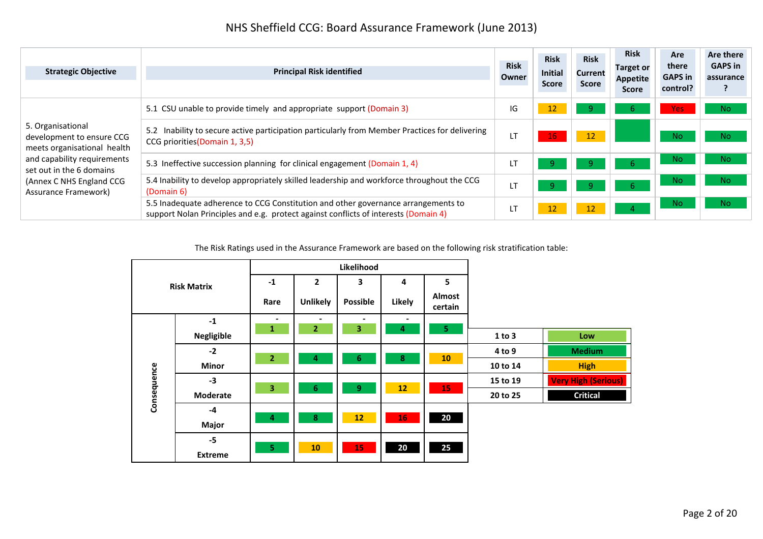# NHS Sheffield CCG: Board Assurance Framework (June 2013)

| Strategic Objective | Principal Risk identified | Risk Owner | Risk Initial Score | Risk Current Score | Risk Target or Appetite Score | Are there GAPS in control? | Are there GAPS in assurance ? |
|---|---|---|---|---|---|---|---|
| 5. Organisational development to ensure CCG meets organisational health and capability requirements set out in the 6 domains (Annex C NHS England CCG Assurance Framework) | 5.1 CSU unable to provide timely and appropriate support (Domain 3) | IG | 12 | 9 | 6 | Yes | No |
| | 5.2 Inability to secure active participation particularly from Member Practices for delivering CCG priorities(Domain 1, 3,5) | LT | 16 | 12 | | No | No |
| | 5.3 Ineffective succession planning for clinical engagement (Domain 1, 4) | LT | 9 | 9 | 6 | No | No |
| | 5.4 Inability to develop appropriately skilled leadership and workforce throughout the CCG (Domain 6) | LT | 9 | 9 | 6 | No | No |
| | 5.5 Inadequate adherence to CCG Constitution and other governance arrangements to support Nolan Principles and e.g. protect against conflicts of interests (Domain 4) | LT | 12 | 12 | 4 | No | No |

The Risk Ratings used in the Assurance Framework are based on the following risk stratification table:

| Risk Matrix | | Likelihood: -1 Rare | 2 Unlikely | 3 Possible | 4 Likely | 5 Almost certain |
|---|---|---|---|---|---|---|
| Consequence | -1 Negligible | 1 | 2 | 3 | 4 | 5 |
| | -2 Minor | 2 | 4 | 6 | 8 | 10 |
| | -3 Moderate | 3 | 6 | 9 | 12 | 15 |
| | -4 Major | 4 | 8 | 12 | 16 | 20 |
| | -5 Extreme | 5 | 10 | 15 | 20 | 25 |

| Score | Rating |
|---|---|
| 1 to 3 | Low |
| 4 to 9 | Medium |
| 10 to 14 | High |
| 15 to 19 | Very High (Serious) |
| 20 to 25 | Critical |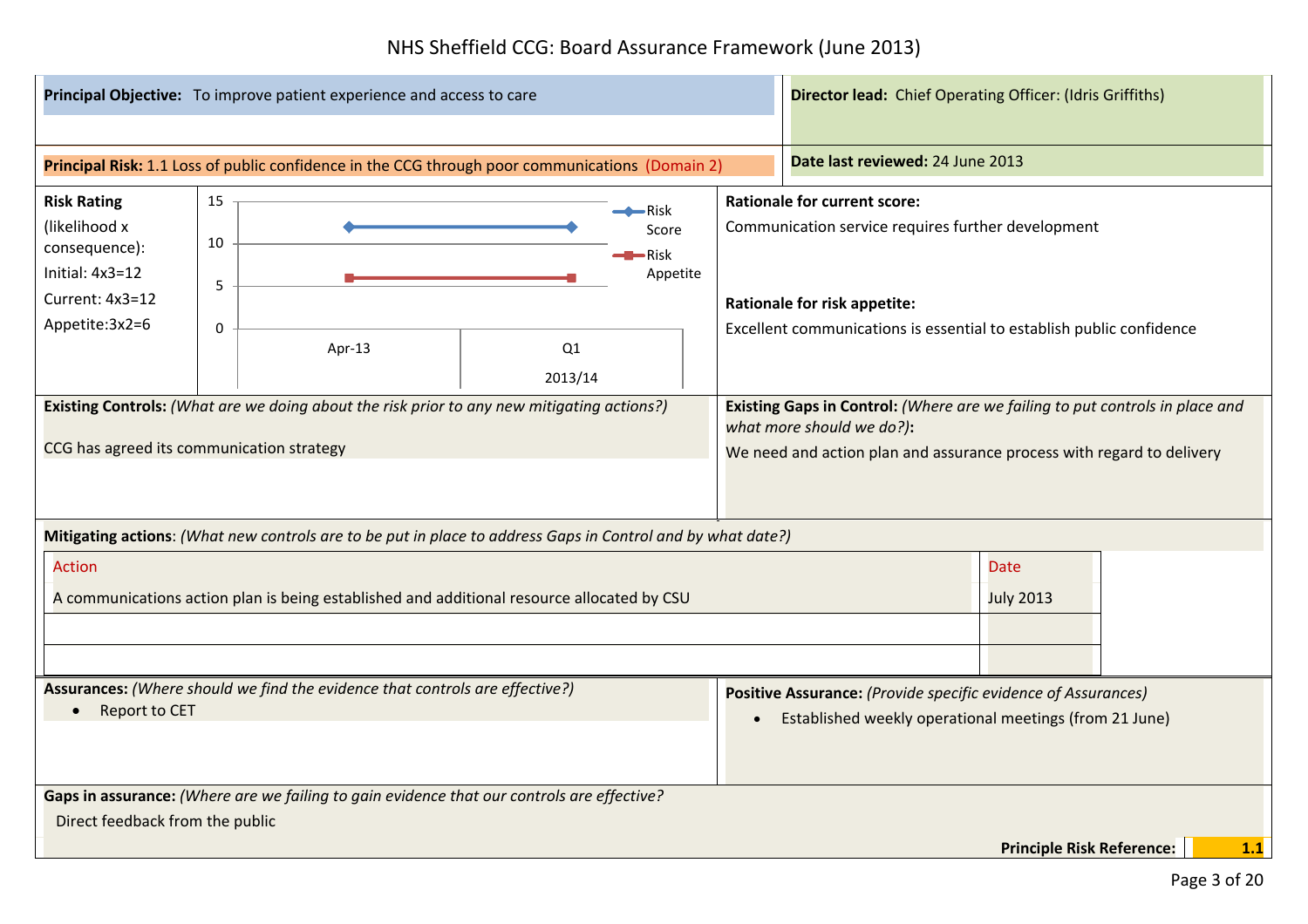# NHS Sheffield CCG: Board Assurance Framework (June 2013)

**Principal Objective:** To improve patient experience and access to care

**Director lead:** Chief Operating Officer: (Idris Griffiths)

**Principal Risk:** 1.1 Loss of public confidence in the CCG through poor communications (Domain 2)

**Date last reviewed:** 24 June 2013

**Risk Rating** (likelihood x consequence):
Initial: 4x3=12
Current: 4x3=12
Appetite:3x2=6

| | Apr-13 | Q1 2013/14 |
|---|---|---|
| Risk Score | 12 | 12 |
| Risk Appetite | 6 | 6 |

**Rationale for current score:**
Communication service requires further development

**Rationale for risk appetite:**
Excellent communications is essential to establish public confidence

**Existing Controls:** *(What are we doing about the risk prior to any new mitigating actions?)*

CCG has agreed its communication strategy

**Existing Gaps in Control:** *(Where are we failing to put controls in place and what more should we do?)***:**

We need and action plan and assurance process with regard to delivery

**Mitigating actions**: *(What new controls are to be put in place to address Gaps in Control and by what date?)*

| Action | Date |
|---|---|
| A communications action plan is being established and additional resource allocated by CSU | July 2013 |
| | |
| | |

**Assurances:** *(Where should we find the evidence that controls are effective?)*

- Report to CET

**Positive Assurance:** *(Provide specific evidence of Assurances)*

- Established weekly operational meetings (from 21 June)

**Gaps in assurance:** *(Where are we failing to gain evidence that our controls are effective?*

Direct feedback from the public

**Principle Risk Reference:** **1.1**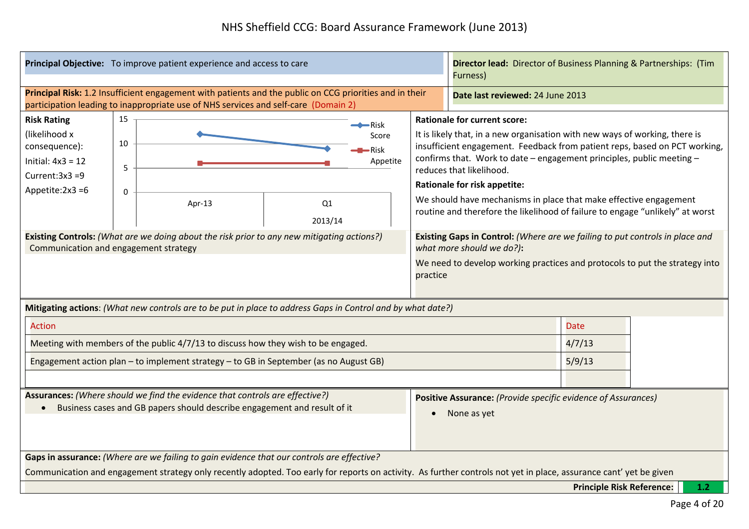# NHS Sheffield CCG: Board Assurance Framework (June 2013)

**Principal Objective:** To improve patient experience and access to care

**Director lead:** Director of Business Planning & Partnerships: (Tim Furness)

**Principal Risk:** 1.2 Insufficient engagement with patients and the public on CCG priorities and in their participation leading to inappropriate use of NHS services and self-care (Domain 2)

**Date last reviewed:** 24 June 2013

**Risk Rating** (likelihood x consequence):

Initial: 4x3 = 12

Current:3x3 =9

Appetite:2x3 =6

| | Apr-13 | Q1 2013/14 |
|---|---|---|
| Risk Score | 12 | 9 |
| Risk Appetite | 6 | 6 |

**Rationale for current score:**

It is likely that, in a new organisation with new ways of working, there is insufficient engagement. Feedback from patient reps, based on PCT working, confirms that. Work to date – engagement principles, public meeting – reduces that likelihood.

**Rationale for risk appetite:**

We should have mechanisms in place that make effective engagement routine and therefore the likelihood of failure to engage "unlikely" at worst

**Existing Controls:** *(What are we doing about the risk prior to any new mitigating actions?)*

Communication and engagement strategy

**Existing Gaps in Control:** *(Where are we failing to put controls in place and what more should we do?)***:**

We need to develop working practices and protocols to put the strategy into practice

**Mitigating actions**: *(What new controls are to be put in place to address Gaps in Control and by what date?)*

| Action | Date |
|---|---|
| Meeting with members of the public 4/7/13 to discuss how they wish to be engaged. | 4/7/13 |
| Engagement action plan – to implement strategy – to GB in September (as no August GB) | 5/9/13 |
| | |

**Assurances:** *(Where should we find the evidence that controls are effective?)*

- Business cases and GB papers should describe engagement and result of it

**Positive Assurance:** *(Provide specific evidence of Assurances)*

- None as yet

**Gaps in assurance:** *(Where are we failing to gain evidence that our controls are effective?*

Communication and engagement strategy only recently adopted. Too early for reports on activity. As further controls not yet in place, assurance cant' yet be given

**Principle Risk Reference:** 1.2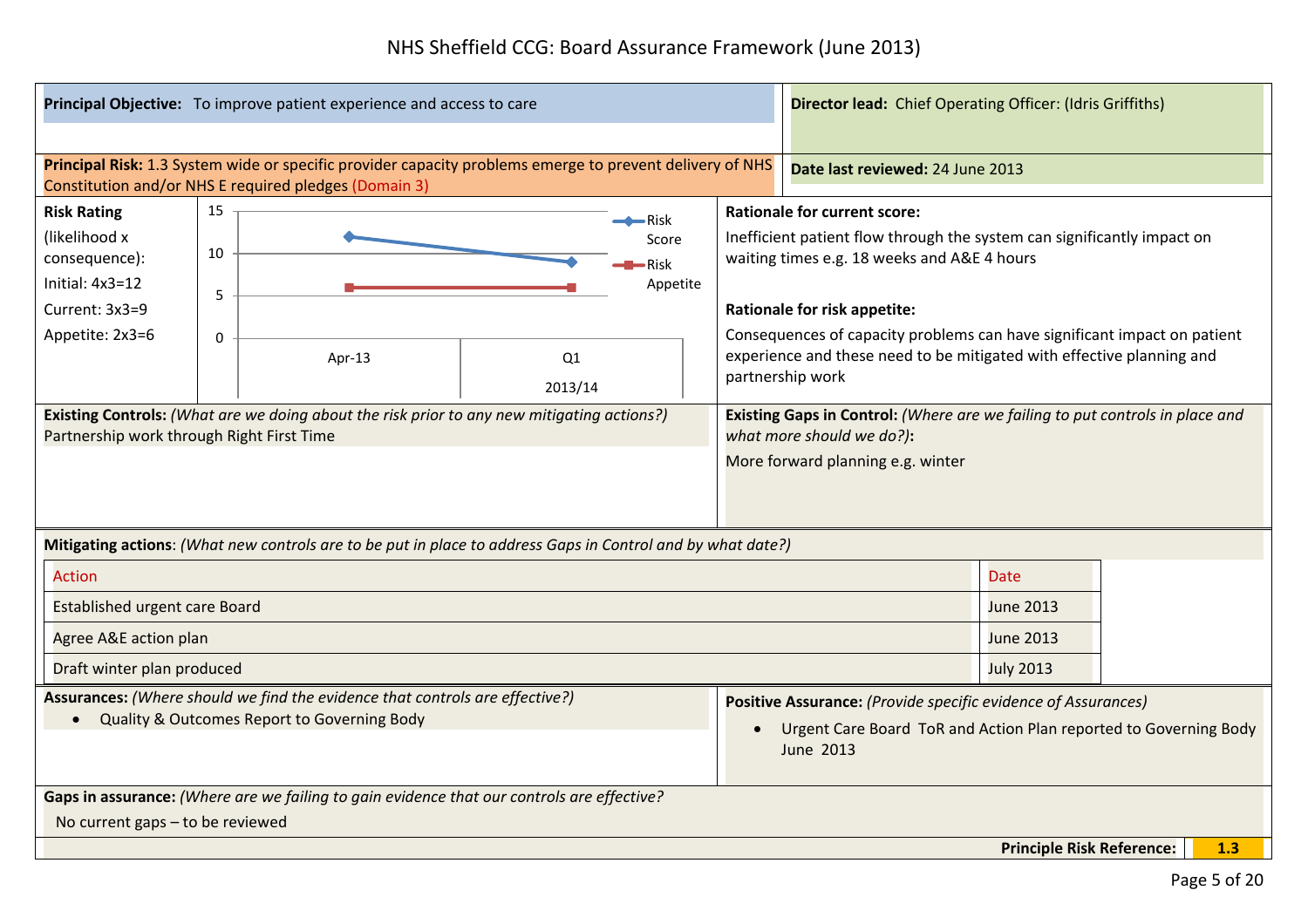# NHS Sheffield CCG: Board Assurance Framework (June 2013)

**Principal Objective:** To improve patient experience and access to care

**Director lead:** Chief Operating Officer: (Idris Griffiths)

**Principal Risk:** 1.3 System wide or specific provider capacity problems emerge to prevent delivery of NHS Constitution and/or NHS E required pledges (Domain 3)

**Date last reviewed:** 24 June 2013

**Risk Rating** (likelihood x consequence):

Initial: 4x3=12

Current: 3x3=9

Appetite: 2x3=6

| | Apr-13 | Q1 2013/14 |
|---|---|---|
| Risk Score | 12 | 9 |
| Risk Appetite | 6 | 6 |

**Rationale for current score:**

Inefficient patient flow through the system can significantly impact on waiting times e.g. 18 weeks and A&E 4 hours

**Rationale for risk appetite:**

Consequences of capacity problems can have significant impact on patient experience and these need to be mitigated with effective planning and partnership work

**Existing Controls:** *(What are we doing about the risk prior to any new mitigating actions?)*

Partnership work through Right First Time

**Existing Gaps in Control:** *(Where are we failing to put controls in place and what more should we do?)***:**

More forward planning e.g. winter

**Mitigating actions**: *(What new controls are to be put in place to address Gaps in Control and by what date?)*

| Action | Date |
|---|---|
| Established urgent care Board | June 2013 |
| Agree A&E action plan | June 2013 |
| Draft winter plan produced | July 2013 |

**Assurances:** *(Where should we find the evidence that controls are effective?)*

- Quality & Outcomes Report to Governing Body

**Positive Assurance:** *(Provide specific evidence of Assurances)*

- Urgent Care Board ToR and Action Plan reported to Governing Body June 2013

**Gaps in assurance:** *(Where are we failing to gain evidence that our controls are effective?*

No current gaps – to be reviewed

**Principle Risk Reference:** **1.3**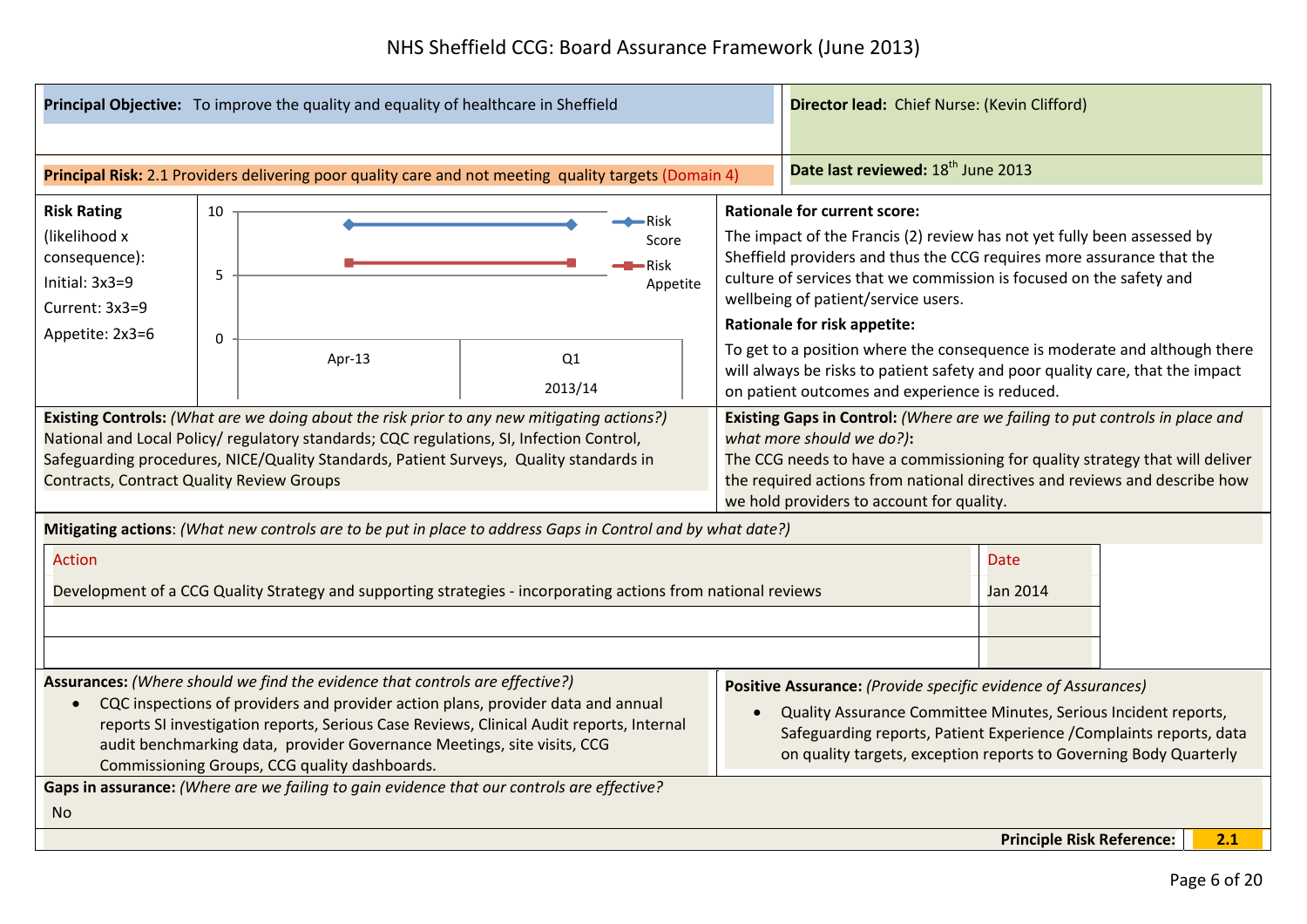# NHS Sheffield CCG: Board Assurance Framework (June 2013)

**Principal Objective:** To improve the quality and equality of healthcare in Sheffield

**Director lead:** Chief Nurse: (Kevin Clifford)

**Principal Risk:** 2.1 Providers delivering poor quality care and not meeting quality targets (Domain 4)

**Date last reviewed:** 18th June 2013

**Risk Rating** (likelihood x consequence):

Initial: 3x3=9

Current: 3x3=9

Appetite: 2x3=6

| | Apr-13 | Q1 2013/14 |
|---|---|---|
| Risk Score | 9 | 9 |
| Risk Appetite | 6 | 6 |

**Rationale for current score:**

The impact of the Francis (2) review has not yet fully been assessed by Sheffield providers and thus the CCG requires more assurance that the culture of services that we commission is focused on the safety and wellbeing of patient/service users.

**Rationale for risk appetite:**

To get to a position where the consequence is moderate and although there will always be risks to patient safety and poor quality care, that the impact on patient outcomes and experience is reduced.

**Existing Controls:** *(What are we doing about the risk prior to any new mitigating actions?)*
National and Local Policy/ regulatory standards; CQC regulations, SI, Infection Control, Safeguarding procedures, NICE/Quality Standards, Patient Surveys, Quality standards in Contracts, Contract Quality Review Groups

**Existing Gaps in Control:** *(Where are we failing to put controls in place and what more should we do?)***:**
The CCG needs to have a commissioning for quality strategy that will deliver the required actions from national directives and reviews and describe how we hold providers to account for quality.

**Mitigating actions**: *(What new controls are to be put in place to address Gaps in Control and by what date?)*

| Action | Date |
|---|---|
| Development of a CCG Quality Strategy and supporting strategies - incorporating actions from national reviews | Jan 2014 |
| | |
| | |

**Assurances:** *(Where should we find the evidence that controls are effective?)*

- CQC inspections of providers and provider action plans, provider data and annual reports SI investigation reports, Serious Case Reviews, Clinical Audit reports, Internal audit benchmarking data, provider Governance Meetings, site visits, CCG Commissioning Groups, CCG quality dashboards.

**Positive Assurance:** *(Provide specific evidence of Assurances)*

- Quality Assurance Committee Minutes, Serious Incident reports, Safeguarding reports, Patient Experience /Complaints reports, data on quality targets, exception reports to Governing Body Quarterly

**Gaps in assurance:** *(Where are we failing to gain evidence that our controls are effective?*

No

**Principle Risk Reference:** 2.1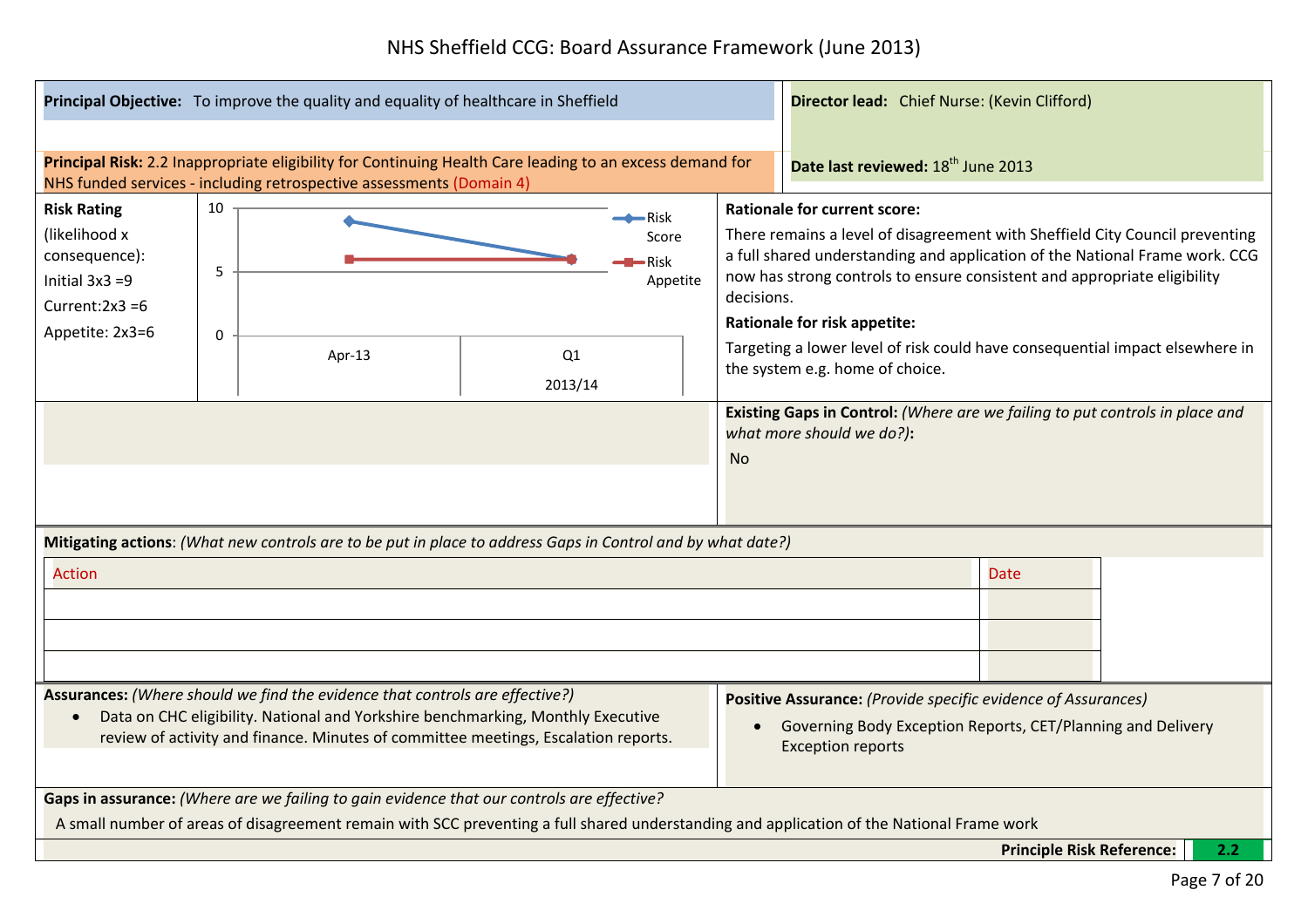# NHS Sheffield CCG: Board Assurance Framework (June 2013)

**Principal Objective:** To improve the quality and equality of healthcare in Sheffield

**Director lead:** Chief Nurse: (Kevin Clifford)

**Principal Risk:** 2.2 Inappropriate eligibility for Continuing Health Care leading to an excess demand for NHS funded services - including retrospective assessments (Domain 4)

**Date last reviewed:** 18th June 2013

**Risk Rating** (likelihood x consequence):

Initial 3x3 =9

Current:2x3 =6

Appetite: 2x3=6

| | Apr-13 | Q1 2013/14 |
|---|---|---|
| Risk Score | 9 | 6 |
| Risk Appetite | 6 | 6 |

**Rationale for current score:**

There remains a level of disagreement with Sheffield City Council preventing a full shared understanding and application of the National Frame work. CCG now has strong controls to ensure consistent and appropriate eligibility decisions.

**Rationale for risk appetite:**

Targeting a lower level of risk could have consequential impact elsewhere in the system e.g. home of choice.

**Existing Gaps in Control:** *(Where are we failing to put controls in place and what more should we do?)***:**

No

**Mitigating actions**: *(What new controls are to be put in place to address Gaps in Control and by what date?)*

| Action | Date |
|---|---|
| | |
| | |
| | |

**Assurances:** *(Where should we find the evidence that controls are effective?)*

- Data on CHC eligibility. National and Yorkshire benchmarking, Monthly Executive review of activity and finance. Minutes of committee meetings, Escalation reports.

**Positive Assurance:** *(Provide specific evidence of Assurances)*

- Governing Body Exception Reports, CET/Planning and Delivery Exception reports

**Gaps in assurance:** *(Where are we failing to gain evidence that our controls are effective?*

A small number of areas of disagreement remain with SCC preventing a full shared understanding and application of the National Frame work

**Principle Risk Reference:** 2.2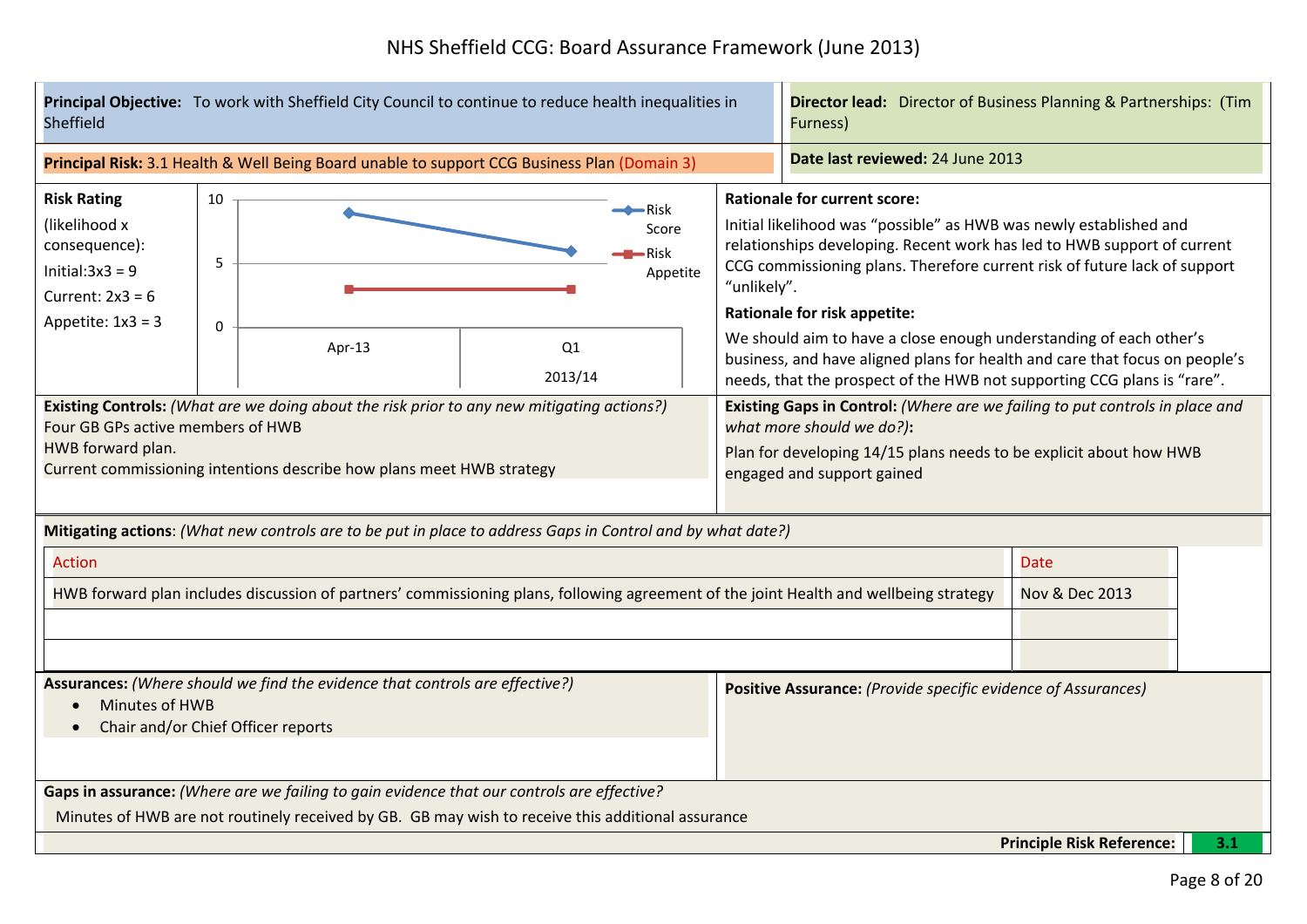# NHS Sheffield CCG: Board Assurance Framework (June 2013)

**Principal Objective:** To work with Sheffield City Council to continue to reduce health inequalities in Sheffield

**Director lead:** Director of Business Planning & Partnerships: (Tim Furness)

**Principal Risk:** 3.1 Health & Well Being Board unable to support CCG Business Plan (Domain 3)

**Date last reviewed:** 24 June 2013

**Risk Rating** (likelihood x consequence):

Initial: 3x3 = 9

Current: 2x3 = 6

Appetite: 1x3 = 3

| | Apr-13 | Q1 2013/14 |
|---|---|---|
| Risk Score | 9 | 6 |
| Risk Appetite | 3 | 3 |

**Rationale for current score:**

Initial likelihood was "possible" as HWB was newly established and relationships developing. Recent work has led to HWB support of current CCG commissioning plans. Therefore current risk of future lack of support "unlikely".

**Rationale for risk appetite:**

We should aim to have a close enough understanding of each other's business, and have aligned plans for health and care that focus on people's needs, that the prospect of the HWB not supporting CCG plans is "rare".

**Existing Controls:** *(What are we doing about the risk prior to any new mitigating actions?)*

Four GB GPs active members of HWB
HWB forward plan.
Current commissioning intentions describe how plans meet HWB strategy

**Existing Gaps in Control:** *(Where are we failing to put controls in place and what more should we do?)*:

Plan for developing 14/15 plans needs to be explicit about how HWB engaged and support gained

**Mitigating actions**: *(What new controls are to be put in place to address Gaps in Control and by what date?)*

| Action | Date |
|---|---|
| HWB forward plan includes discussion of partners' commissioning plans, following agreement of the joint Health and wellbeing strategy | Nov & Dec 2013 |
| | |
| | |

**Assurances:** *(Where should we find the evidence that controls are effective?)*

- Minutes of HWB
- Chair and/or Chief Officer reports

**Positive Assurance:** *(Provide specific evidence of Assurances)*

**Gaps in assurance:** *(Where are we failing to gain evidence that our controls are effective?*

Minutes of HWB are not routinely received by GB. GB may wish to receive this additional assurance

**Principle Risk Reference:** 3.1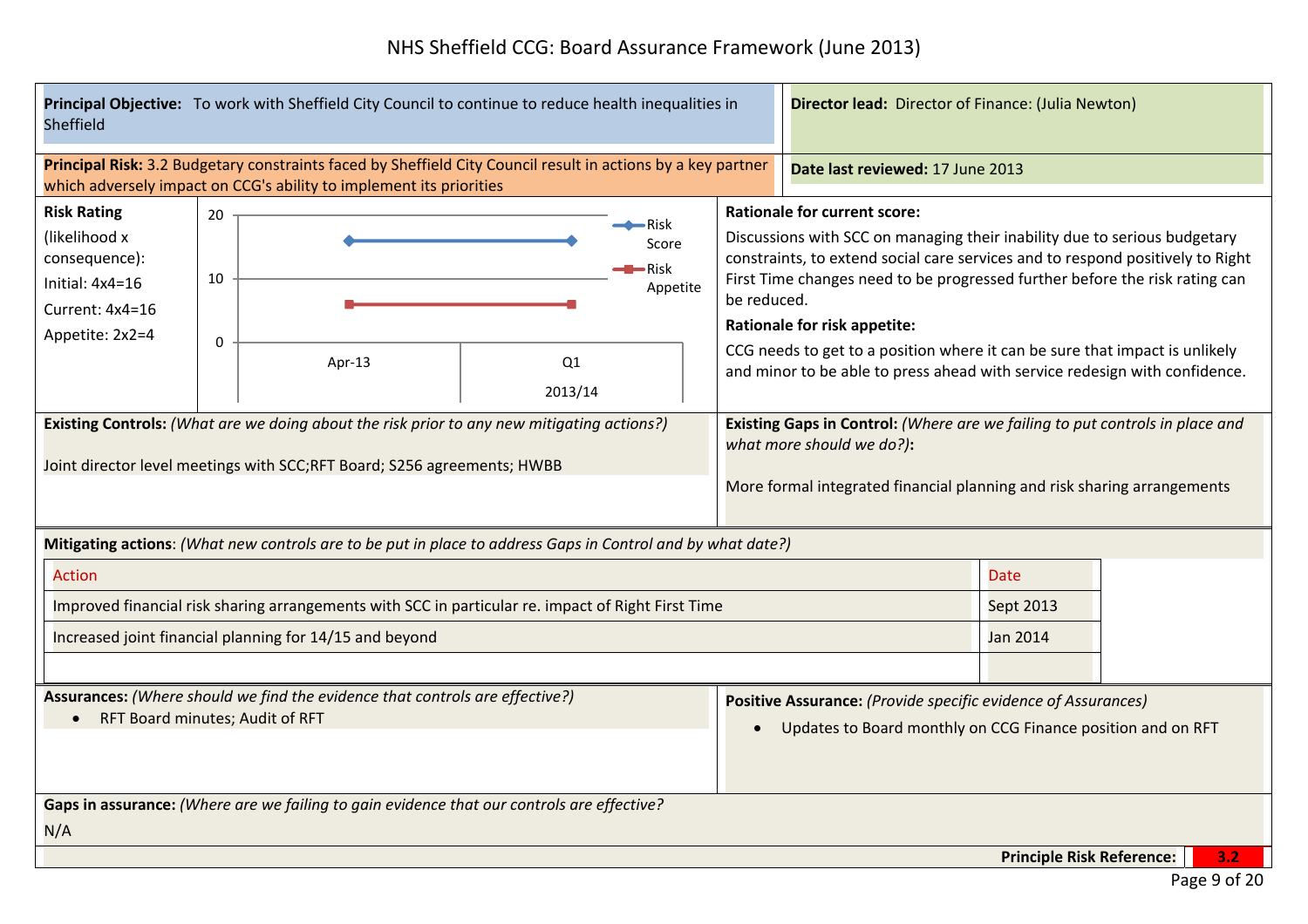# NHS Sheffield CCG: Board Assurance Framework (June 2013)

**Principal Objective:** To work with Sheffield City Council to continue to reduce health inequalities in Sheffield

**Director lead:** Director of Finance: (Julia Newton)

**Principal Risk:** 3.2 Budgetary constraints faced by Sheffield City Council result in actions by a key partner which adversely impact on CCG's ability to implement its priorities

**Date last reviewed:** 17 June 2013

**Risk Rating** (likelihood x consequence):

Initial: 4x4=16

Current: 4x4=16

Appetite: 2x2=4

| | Apr-13 | Q1 2013/14 |
|---|---|---|
| Risk Score | 16 | 16 |
| Risk Appetite | 6 | 6 |

**Rationale for current score:**

Discussions with SCC on managing their inability due to serious budgetary constraints, to extend social care services and to respond positively to Right First Time changes need to be progressed further before the risk rating can be reduced.

**Rationale for risk appetite:**

CCG needs to get to a position where it can be sure that impact is unlikely and minor to be able to press ahead with service redesign with confidence.

**Existing Controls:** *(What are we doing about the risk prior to any new mitigating actions?)*

Joint director level meetings with SCC;RFT Board; S256 agreements; HWBB

**Existing Gaps in Control:** *(Where are we failing to put controls in place and what more should we do?)***:**

More formal integrated financial planning and risk sharing arrangements

**Mitigating actions**: *(What new controls are to be put in place to address Gaps in Control and by what date?)*

| Action | Date |
|---|---|
| Improved financial risk sharing arrangements with SCC in particular re. impact of Right First Time | Sept 2013 |
| Increased joint financial planning for 14/15 and beyond | Jan 2014 |
| | |

**Assurances:** *(Where should we find the evidence that controls are effective?)*

- RFT Board minutes; Audit of RFT

**Positive Assurance:** *(Provide specific evidence of Assurances)*

- Updates to Board monthly on CCG Finance position and on RFT

**Gaps in assurance:** *(Where are we failing to gain evidence that our controls are effective?*

N/A

**Principle Risk Reference:** 3.2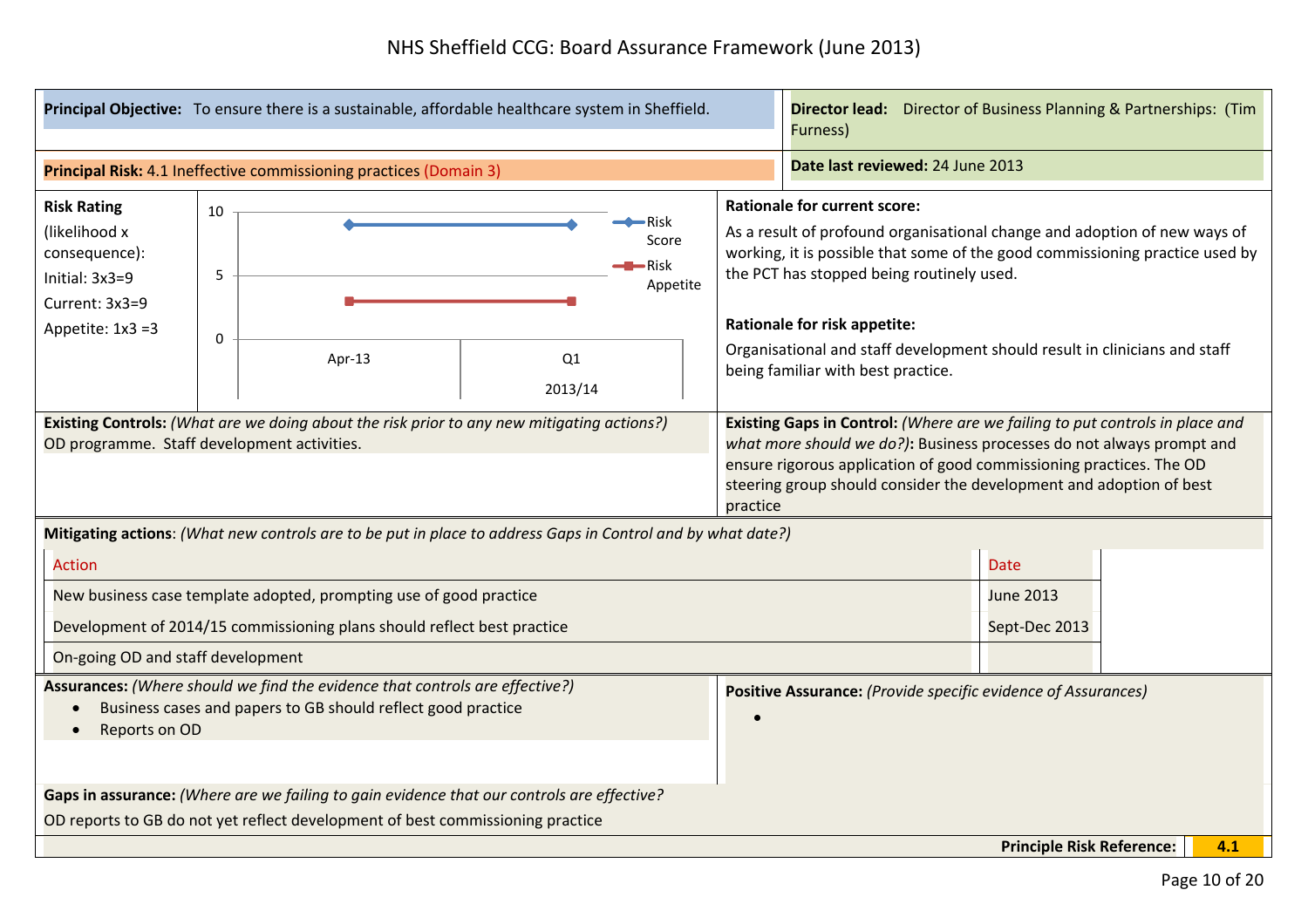# NHS Sheffield CCG: Board Assurance Framework (June 2013)

**Principal Objective:** To ensure there is a sustainable, affordable healthcare system in Sheffield.

**Director lead:** Director of Business Planning & Partnerships: (Tim Furness)

**Principal Risk:** 4.1 Ineffective commissioning practices (Domain 3)

**Date last reviewed:** 24 June 2013

**Risk Rating** (likelihood x consequence):

Initial: 3x3=9

Current: 3x3=9

Appetite: 1x3 =3

| | Apr-13 | Q1 2013/14 |
|---|---|---|
| Risk Score | 9 | 9 |
| Risk Appetite | 3 | 3 |

**Rationale for current score:**

As a result of profound organisational change and adoption of new ways of working, it is possible that some of the good commissioning practice used by the PCT has stopped being routinely used.

**Rationale for risk appetite:**

Organisational and staff development should result in clinicians and staff being familiar with best practice.

**Existing Controls:** *(What are we doing about the risk prior to any new mitigating actions?)*

OD programme. Staff development activities.

**Existing Gaps in Control:** *(Where are we failing to put controls in place and what more should we do?)***:** Business processes do not always prompt and ensure rigorous application of good commissioning practices. The OD steering group should consider the development and adoption of best practice

**Mitigating actions**: *(What new controls are to be put in place to address Gaps in Control and by what date?)*

| Action | Date |
|---|---|
| New business case template adopted, prompting use of good practice | June 2013 |
| Development of 2014/15 commissioning plans should reflect best practice | Sept-Dec 2013 |
| On-going OD and staff development | |

**Assurances:** *(Where should we find the evidence that controls are effective?)*

- Business cases and papers to GB should reflect good practice
- Reports on OD

**Positive Assurance:** *(Provide specific evidence of Assurances)*

- 

**Gaps in assurance:** *(Where are we failing to gain evidence that our controls are effective?*

OD reports to GB do not yet reflect development of best commissioning practice

**Principle Risk Reference:** 4.1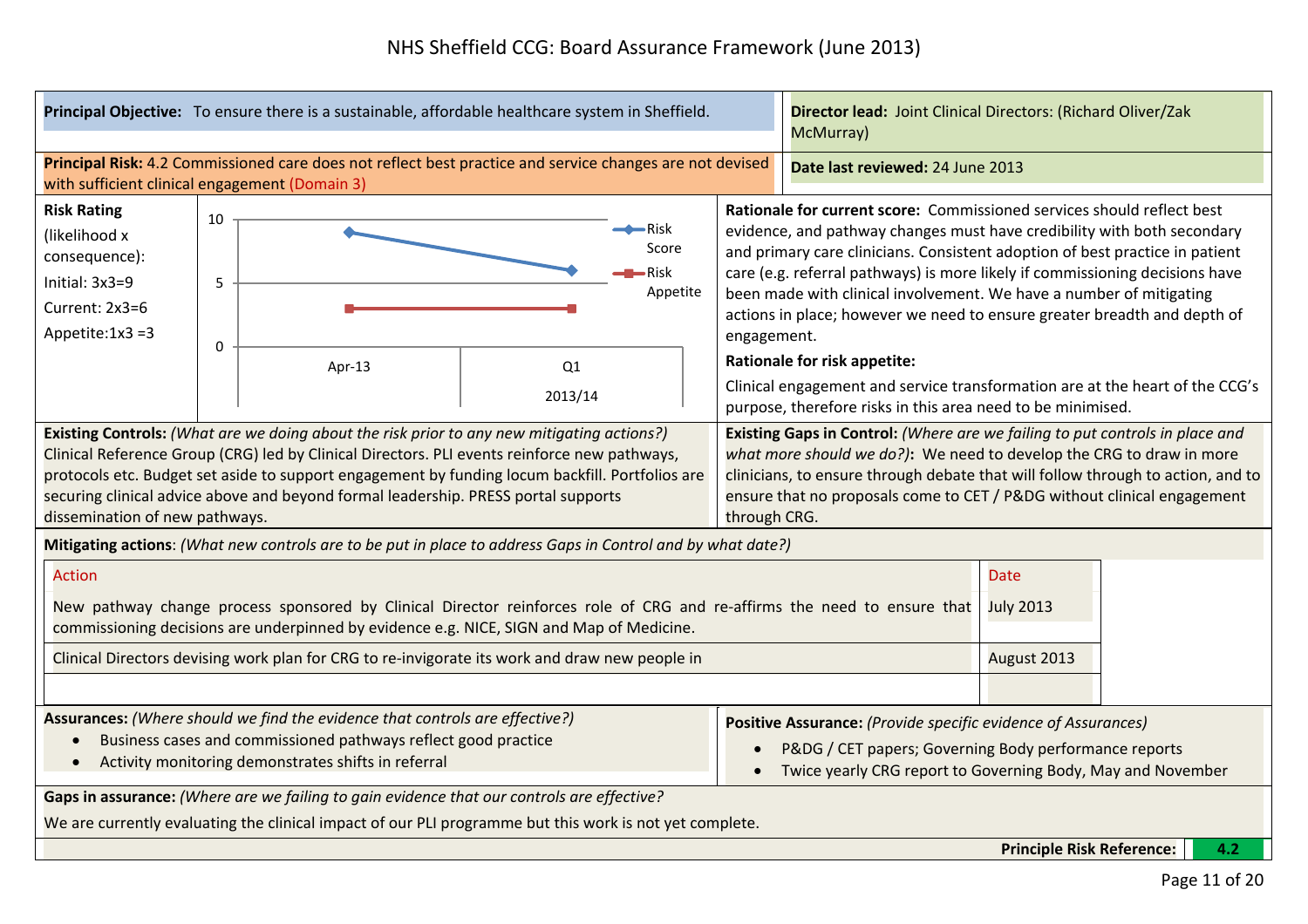# NHS Sheffield CCG: Board Assurance Framework (June 2013)

**Principal Objective:** To ensure there is a sustainable, affordable healthcare system in Sheffield.

**Director lead:** Joint Clinical Directors: (Richard Oliver/Zak McMurray)

**Principal Risk:** 4.2 Commissioned care does not reflect best practice and service changes are not devised with sufficient clinical engagement (Domain 3)

**Date last reviewed:** 24 June 2013

**Risk Rating** (likelihood x consequence):

Initial: 3x3=9

Current: 2x3=6

Appetite:1x3 =3

| | Apr-13 | Q1 2013/14 |
|---|---|---|
| Risk Score | 9 | 6 |
| Risk Appetite | 3 | 3 |

**Rationale for current score:** Commissioned services should reflect best evidence, and pathway changes must have credibility with both secondary and primary care clinicians. Consistent adoption of best practice in patient care (e.g. referral pathways) is more likely if commissioning decisions have been made with clinical involvement. We have a number of mitigating actions in place; however we need to ensure greater breadth and depth of engagement.

**Rationale for risk appetite:**

Clinical engagement and service transformation are at the heart of the CCG's purpose, therefore risks in this area need to be minimised.

**Existing Controls:** *(What are we doing about the risk prior to any new mitigating actions?)* Clinical Reference Group (CRG) led by Clinical Directors. PLI events reinforce new pathways, protocols etc. Budget set aside to support engagement by funding locum backfill. Portfolios are securing clinical advice above and beyond formal leadership. PRESS portal supports dissemination of new pathways.

**Existing Gaps in Control:** *(Where are we failing to put controls in place and what more should we do?)***:** We need to develop the CRG to draw in more clinicians, to ensure through debate that will follow through to action, and to ensure that no proposals come to CET / P&DG without clinical engagement through CRG.

**Mitigating actions**: *(What new controls are to be put in place to address Gaps in Control and by what date?)*

| Action | Date |
|---|---|
| New pathway change process sponsored by Clinical Director reinforces role of CRG and re-affirms the need to ensure that commissioning decisions are underpinned by evidence e.g. NICE, SIGN and Map of Medicine. | July 2013 |
| Clinical Directors devising work plan for CRG to re-invigorate its work and draw new people in | August 2013 |
| | |

**Assurances:** *(Where should we find the evidence that controls are effective?)*

- Business cases and commissioned pathways reflect good practice
- Activity monitoring demonstrates shifts in referral

**Positive Assurance:** *(Provide specific evidence of Assurances)*

- P&DG / CET papers; Governing Body performance reports
- Twice yearly CRG report to Governing Body, May and November

**Gaps in assurance:** *(Where are we failing to gain evidence that our controls are effective?*

We are currently evaluating the clinical impact of our PLI programme but this work is not yet complete.

**Principle Risk Reference:** 4.2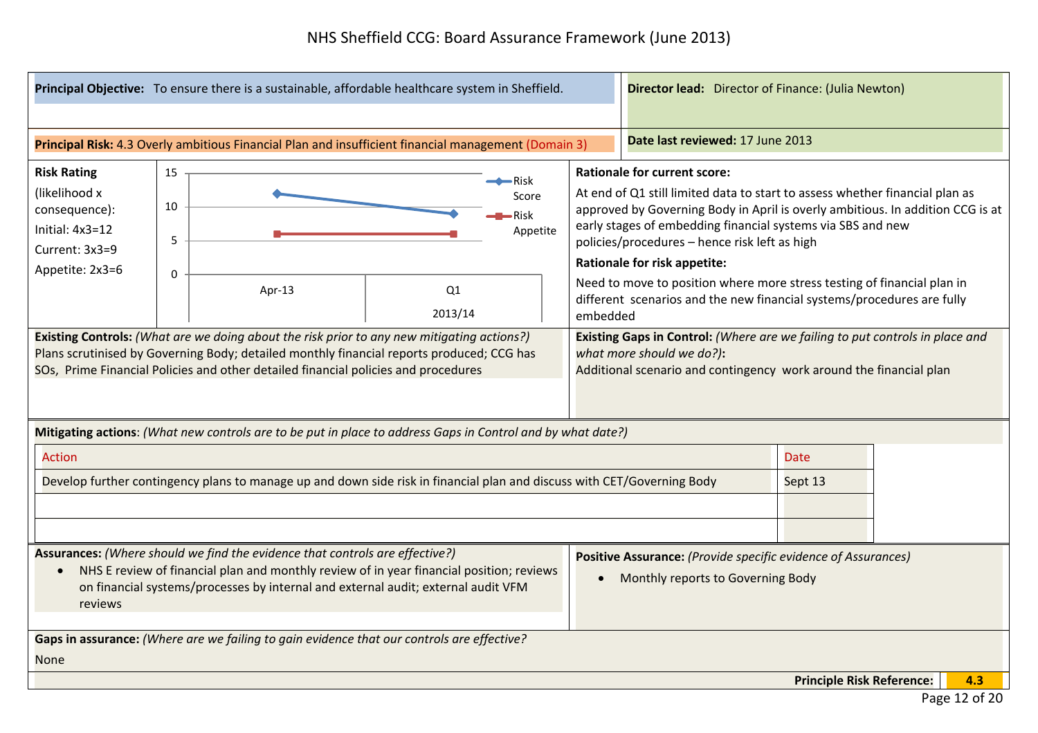# NHS Sheffield CCG: Board Assurance Framework (June 2013)

**Principal Objective:** To ensure there is a sustainable, affordable healthcare system in Sheffield.

**Director lead:** Director of Finance: (Julia Newton)

**Principal Risk:** 4.3 Overly ambitious Financial Plan and insufficient financial management (Domain 3)

**Date last reviewed:** 17 June 2013

**Risk Rating** (likelihood x consequence):
Initial: 4x3=12
Current: 3x3=9
Appetite: 2x3=6

| | Apr-13 | Q1 2013/14 |
|---|---|---|
| Risk Score | 12 | 9 |
| Risk Appetite | 6 | 6 |

**Rationale for current score:**

At end of Q1 still limited data to start to assess whether financial plan as approved by Governing Body in April is overly ambitious. In addition CCG is at early stages of embedding financial systems via SBS and new policies/procedures – hence risk left as high

**Rationale for risk appetite:**

Need to move to position where more stress testing of financial plan in different scenarios and the new financial systems/procedures are fully embedded

**Existing Controls:** *(What are we doing about the risk prior to any new mitigating actions?)*
Plans scrutinised by Governing Body; detailed monthly financial reports produced; CCG has SOs, Prime Financial Policies and other detailed financial policies and procedures

**Existing Gaps in Control:** *(Where are we failing to put controls in place and what more should we do?)***:**
Additional scenario and contingency work around the financial plan

**Mitigating actions**: *(What new controls are to be put in place to address Gaps in Control and by what date?)*

| Action | Date |
|---|---|
| Develop further contingency plans to manage up and down side risk in financial plan and discuss with CET/Governing Body | Sept 13 |
| | |
| | |

**Assurances:** *(Where should we find the evidence that controls are effective?)*

- NHS E review of financial plan and monthly review of in year financial position; reviews on financial systems/processes by internal and external audit; external audit VFM reviews

**Positive Assurance:** *(Provide specific evidence of Assurances)*

- Monthly reports to Governing Body

**Gaps in assurance:** *(Where are we failing to gain evidence that our controls are effective?*
None

**Principle Risk Reference:** 4.3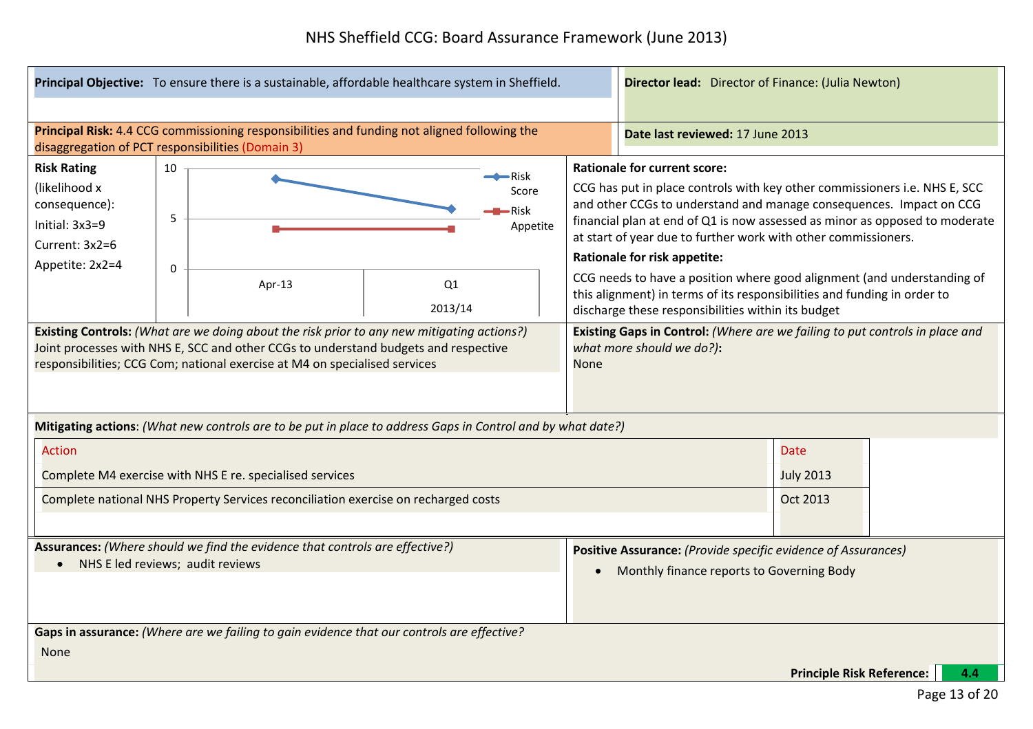# NHS Sheffield CCG: Board Assurance Framework (June 2013)

**Principal Objective:** To ensure there is a sustainable, affordable healthcare system in Sheffield.

**Director lead:** Director of Finance: (Julia Newton)

**Principal Risk:** 4.4 CCG commissioning responsibilities and funding not aligned following the disaggregation of PCT responsibilities (Domain 3)

**Date last reviewed:** 17 June 2013

**Risk Rating** (likelihood x consequence):

Initial: 3x3=9

Current: 3x2=6

Appetite: 2x2=4

| | Apr-13 | Q1 2013/14 |
|---|---|---|
| Risk Score | 9 | 6 |
| Risk Appetite | 4 | 4 |

**Rationale for current score:**

CCG has put in place controls with key other commissioners i.e. NHS E, SCC and other CCGs to understand and manage consequences. Impact on CCG financial plan at end of Q1 is now assessed as minor as opposed to moderate at start of year due to further work with other commissioners.

**Rationale for risk appetite:**

CCG needs to have a position where good alignment (and understanding of this alignment) in terms of its responsibilities and funding in order to discharge these responsibilities within its budget

**Existing Controls:** *(What are we doing about the risk prior to any new mitigating actions?)*
Joint processes with NHS E, SCC and other CCGs to understand budgets and respective responsibilities; CCG Com; national exercise at M4 on specialised services

**Existing Gaps in Control:** *(Where are we failing to put controls in place and what more should we do?)*:
None

**Mitigating actions**: *(What new controls are to be put in place to address Gaps in Control and by what date?)*

| Action | Date |
|---|---|
| Complete M4 exercise with NHS E re. specialised services | July 2013 |
| Complete national NHS Property Services reconciliation exercise on recharged costs | Oct 2013 |

**Assurances:** *(Where should we find the evidence that controls are effective?)*

- NHS E led reviews; audit reviews

**Positive Assurance:** *(Provide specific evidence of Assurances)*

- Monthly finance reports to Governing Body

**Gaps in assurance:** *(Where are we failing to gain evidence that our controls are effective?*

None

**Principle Risk Reference:** 4.4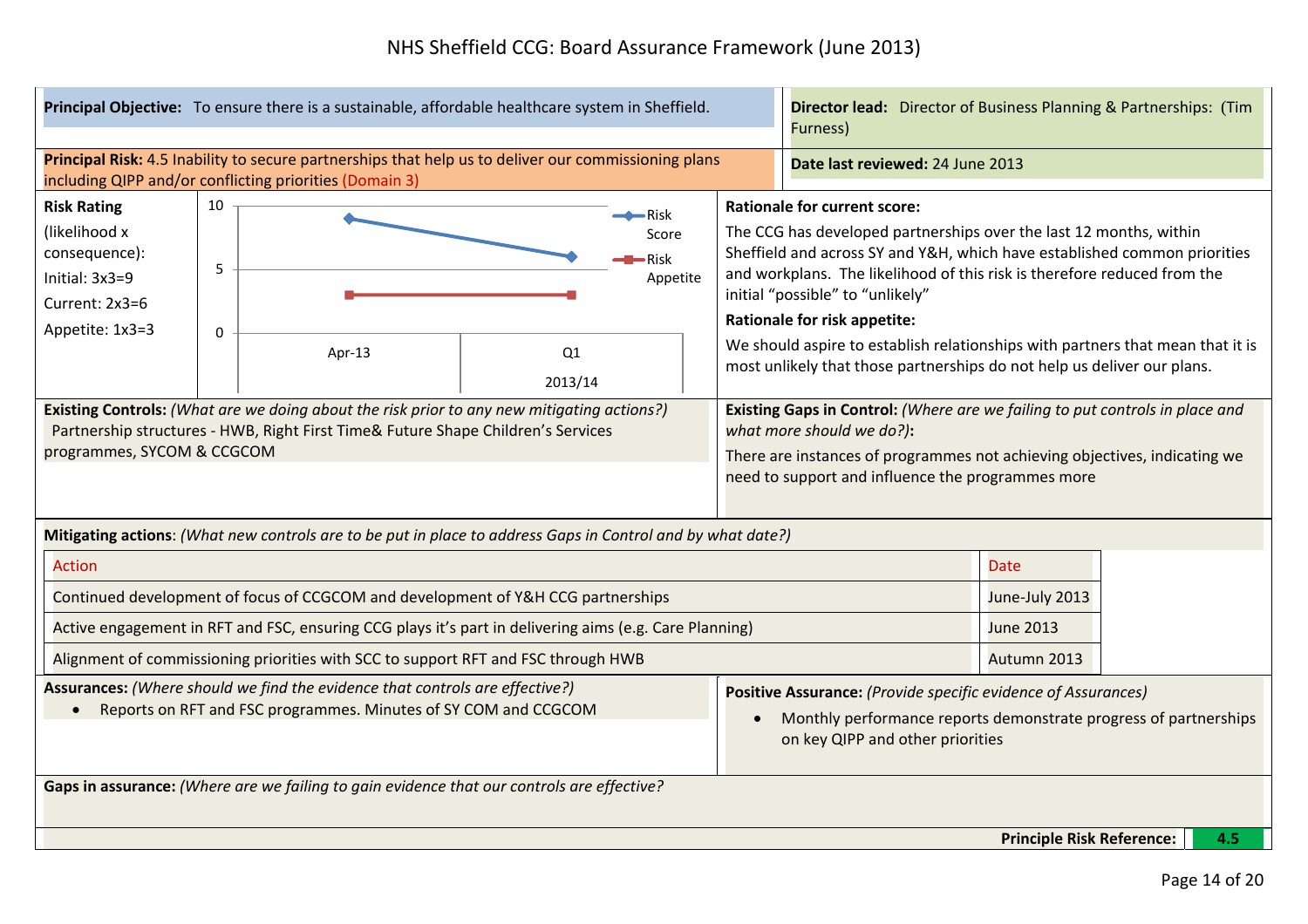# NHS Sheffield CCG: Board Assurance Framework (June 2013)

| **Principal Objective:** To ensure there is a sustainable, affordable healthcare system in Sheffield. | **Director lead:** Director of Business Planning & Partnerships: (Tim Furness) |
|---|---|
| **Principal Risk:** 4.5 Inability to secure partnerships that help us to deliver our commissioning plans including QIPP and/or conflicting priorities (Domain 3) | **Date last reviewed:** 24 June 2013 |

**Risk Rating** (likelihood x consequence):

- Initial: 3x3=9
- Current: 2x3=6
- Appetite: 1x3=3

| | Apr-13 | Q1 2013/14 |
|---|---|---|
| Risk Score | 9 | 6 |
| Risk Appetite | 3 | 3 |

**Rationale for current score:**

The CCG has developed partnerships over the last 12 months, within Sheffield and across SY and Y&H, which have established common priorities and workplans. The likelihood of this risk is therefore reduced from the initial "possible" to "unlikely"

**Rationale for risk appetite:**

We should aspire to establish relationships with partners that mean that it is most unlikely that those partnerships do not help us deliver our plans.

**Existing Controls:** *(What are we doing about the risk prior to any new mitigating actions?)*

Partnership structures - HWB, Right First Time& Future Shape Children's Services programmes, SYCOM & CCGCOM

**Existing Gaps in Control:** *(Where are we failing to put controls in place and what more should we do?)*:

There are instances of programmes not achieving objectives, indicating we need to support and influence the programmes more

**Mitigating actions**: *(What new controls are to be put in place to address Gaps in Control and by what date?)*

| Action | Date |
|---|---|
| Continued development of focus of CCGCOM and development of Y&H CCG partnerships | June-July 2013 |
| Active engagement in RFT and FSC, ensuring CCG plays it's part in delivering aims (e.g. Care Planning) | June 2013 |
| Alignment of commissioning priorities with SCC to support RFT and FSC through HWB | Autumn 2013 |

**Assurances:** *(Where should we find the evidence that controls are effective?)*

- Reports on RFT and FSC programmes. Minutes of SY COM and CCGCOM

**Positive Assurance:** *(Provide specific evidence of Assurances)*

- Monthly performance reports demonstrate progress of partnerships on key QIPP and other priorities

**Gaps in assurance:** *(Where are we failing to gain evidence that our controls are effective?*

**Principle Risk Reference:** 4.5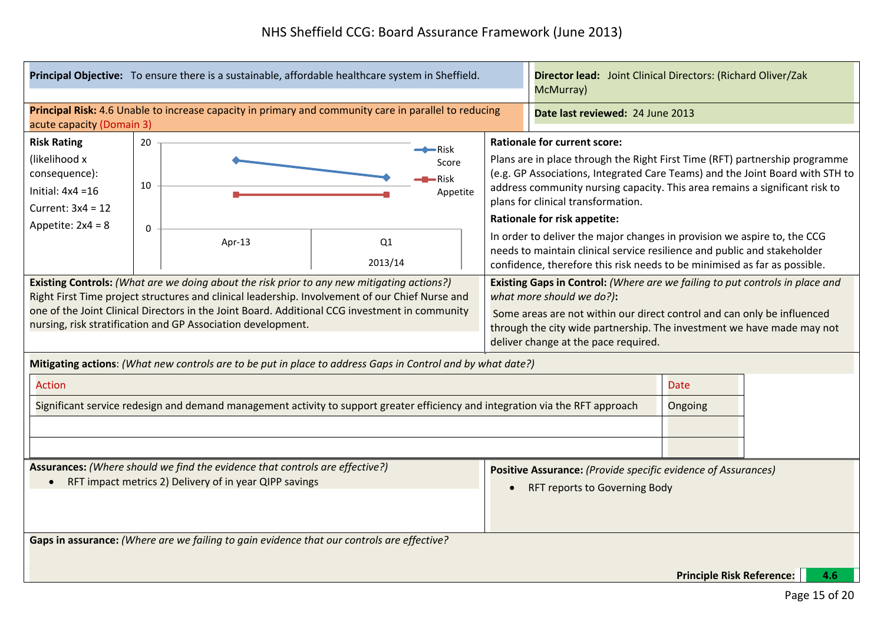# NHS Sheffield CCG: Board Assurance Framework (June 2013)

**Principal Objective:** To ensure there is a sustainable, affordable healthcare system in Sheffield.

**Director lead:** Joint Clinical Directors: (Richard Oliver/Zak McMurray)

**Principal Risk:** 4.6 Unable to increase capacity in primary and community care in parallel to reducing acute capacity (Domain 3)

**Date last reviewed:** 24 June 2013

**Risk Rating** (likelihood x consequence):

Initial: 4x4 =16

Current: 3x4 = 12

Appetite: 2x4 = 8

| | Apr-13 | Q1 2013/14 |
|---|---|---|
| Risk Score | 16 | 12 |
| Risk Appetite | 8 | 8 |

**Rationale for current score:**

Plans are in place through the Right First Time (RFT) partnership programme (e.g. GP Associations, Integrated Care Teams) and the Joint Board with STH to address community nursing capacity. This area remains a significant risk to plans for clinical transformation.

**Rationale for risk appetite:**

In order to deliver the major changes in provision we aspire to, the CCG needs to maintain clinical service resilience and public and stakeholder confidence, therefore this risk needs to be minimised as far as possible.

**Existing Controls:** *(What are we doing about the risk prior to any new mitigating actions?)* Right First Time project structures and clinical leadership. Involvement of our Chief Nurse and one of the Joint Clinical Directors in the Joint Board. Additional CCG investment in community nursing, risk stratification and GP Association development.

**Existing Gaps in Control:** *(Where are we failing to put controls in place and what more should we do?)***:**

Some areas are not within our direct control and can only be influenced through the city wide partnership. The investment we have made may not deliver change at the pace required.

**Mitigating actions**: *(What new controls are to be put in place to address Gaps in Control and by what date?)*

| Action | Date |
|---|---|
| Significant service redesign and demand management activity to support greater efficiency and integration via the RFT approach | Ongoing |
| | |
| | |

**Assurances:** *(Where should we find the evidence that controls are effective?)*

- RFT impact metrics 2) Delivery of in year QIPP savings

**Positive Assurance:** *(Provide specific evidence of Assurances)*

- RFT reports to Governing Body

**Gaps in assurance:** *(Where are we failing to gain evidence that our controls are effective?*

**Principle Risk Reference:** 4.6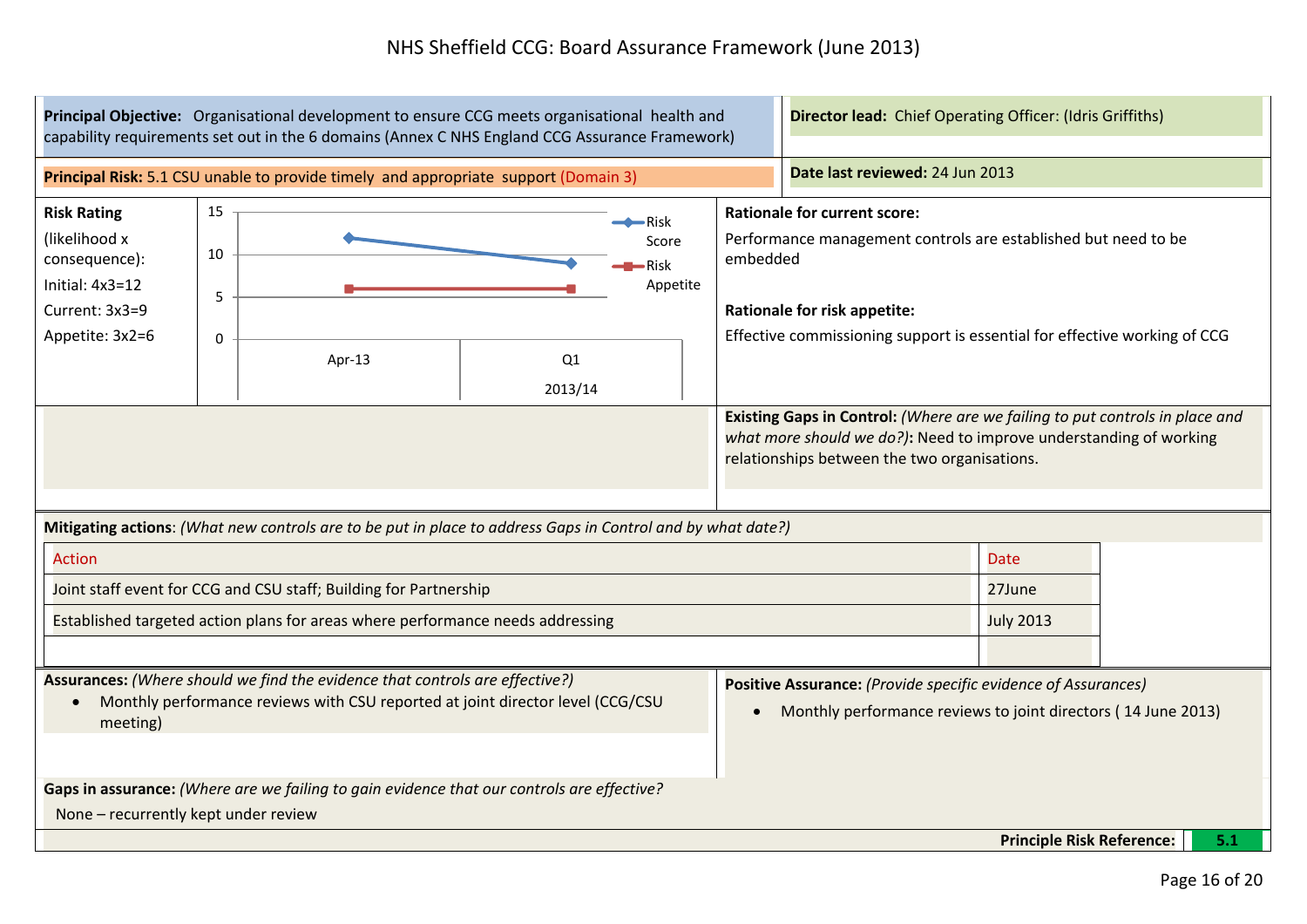# NHS Sheffield CCG: Board Assurance Framework (June 2013)

| **Principal Objective:** Organisational development to ensure CCG meets organisational health and capability requirements set out in the 6 domains (Annex C NHS England CCG Assurance Framework) | **Director lead:** Chief Operating Officer: (Idris Griffiths) |
|---|---|
| **Principal Risk:** 5.1 CSU unable to provide timely and appropriate support (Domain 3) | **Date last reviewed:** 24 Jun 2013 |

**Risk Rating** (likelihood x consequence):

- Initial: 4x3=12
- Current: 3x3=9
- Appetite: 3x2=6

| | Apr-13 | Q1 2013/14 |
|---|---|---|
| Risk Score | 12 | 9 |
| Risk Appetite | 6 | 6 |

**Rationale for current score:**

Performance management controls are established but need to be embedded

**Rationale for risk appetite:**

Effective commissioning support is essential for effective working of CCG

**Existing Gaps in Control:** *(Where are we failing to put controls in place and what more should we do?)***:** Need to improve understanding of working relationships between the two organisations.

**Mitigating actions**: *(What new controls are to be put in place to address Gaps in Control and by what date?)*

| Action | Date |
|---|---|
| Joint staff event for CCG and CSU staff; Building for Partnership | 27June |
| Established targeted action plans for areas where performance needs addressing | July 2013 |
| | |

**Assurances:** *(Where should we find the evidence that controls are effective?)*

- Monthly performance reviews with CSU reported at joint director level (CCG/CSU meeting)

**Positive Assurance:** *(Provide specific evidence of Assurances)*

- Monthly performance reviews to joint directors ( 14 June 2013)

**Gaps in assurance:** *(Where are we failing to gain evidence that our controls are effective?*

None – recurrently kept under review

**Principle Risk Reference:** 5.1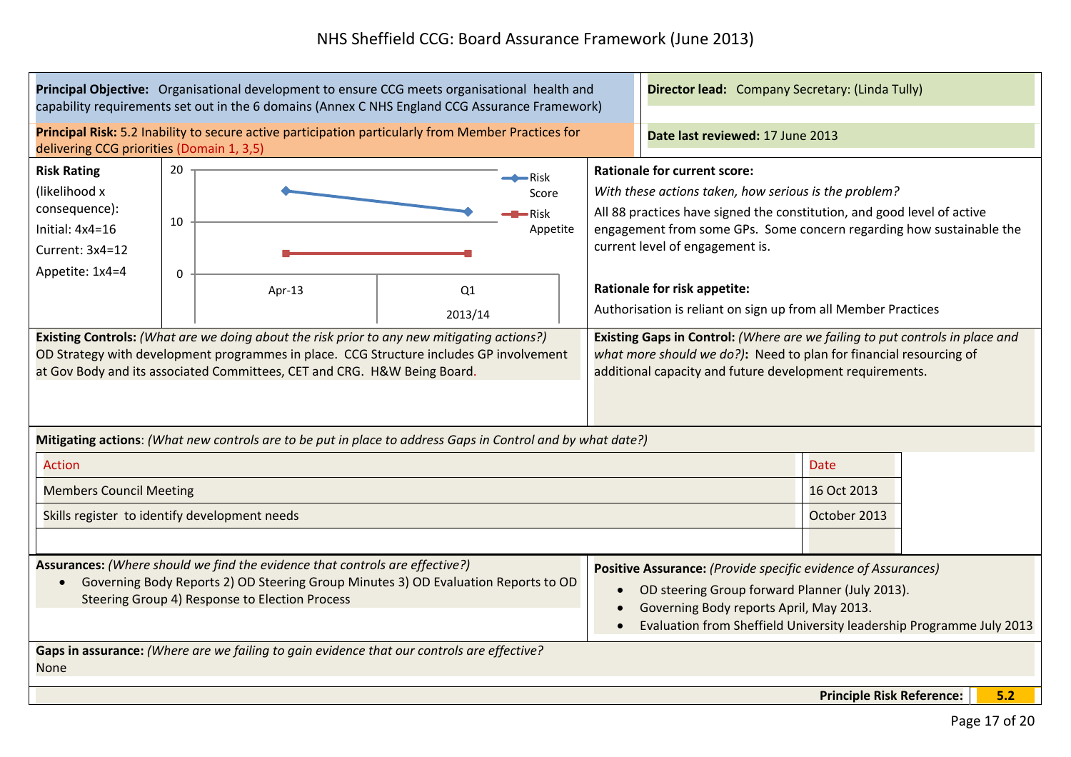# NHS Sheffield CCG: Board Assurance Framework (June 2013)

**Principal Objective:** Organisational development to ensure CCG meets organisational health and capability requirements set out in the 6 domains (Annex C NHS England CCG Assurance Framework)

**Director lead:** Company Secretary: (Linda Tully)

**Principal Risk:** 5.2 Inability to secure active participation particularly from Member Practices for delivering CCG priorities (Domain 1, 3,5)

**Date last reviewed:** 17 June 2013

**Risk Rating** (likelihood x consequence):

Initial: 4x4=16

Current: 3x4=12

Appetite: 1x4=4

| | Apr-13 | Q1 2013/14 |
|---|---|---|
| Risk Score | 16 | 12 |
| Risk Appetite | 4 | 4 |

**Rationale for current score:**

*With these actions taken, how serious is the problem?*

All 88 practices have signed the constitution, and good level of active engagement from some GPs. Some concern regarding how sustainable the current level of engagement is.

**Rationale for risk appetite:**

Authorisation is reliant on sign up from all Member Practices

**Existing Controls:** *(What are we doing about the risk prior to any new mitigating actions?)* OD Strategy with development programmes in place. CCG Structure includes GP involvement at Gov Body and its associated Committees, CET and CRG. H&W Being Board.

**Existing Gaps in Control:** *(Where are we failing to put controls in place and what more should we do?)***:** Need to plan for financial resourcing of additional capacity and future development requirements.

**Mitigating actions**: *(What new controls are to be put in place to address Gaps in Control and by what date?)*

| Action | Date |
|---|---|
| Members Council Meeting | 16 Oct 2013 |
| Skills register to identify development needs | October 2013 |
| | |

**Assurances:** *(Where should we find the evidence that controls are effective?)*

- Governing Body Reports 2) OD Steering Group Minutes 3) OD Evaluation Reports to OD Steering Group 4) Response to Election Process

**Positive Assurance:** *(Provide specific evidence of Assurances)*

- OD steering Group forward Planner (July 2013).
- Governing Body reports April, May 2013.
- Evaluation from Sheffield University leadership Programme July 2013

**Gaps in assurance:** *(Where are we failing to gain evidence that our controls are effective?*

None

**Principle Risk Reference: 5.2**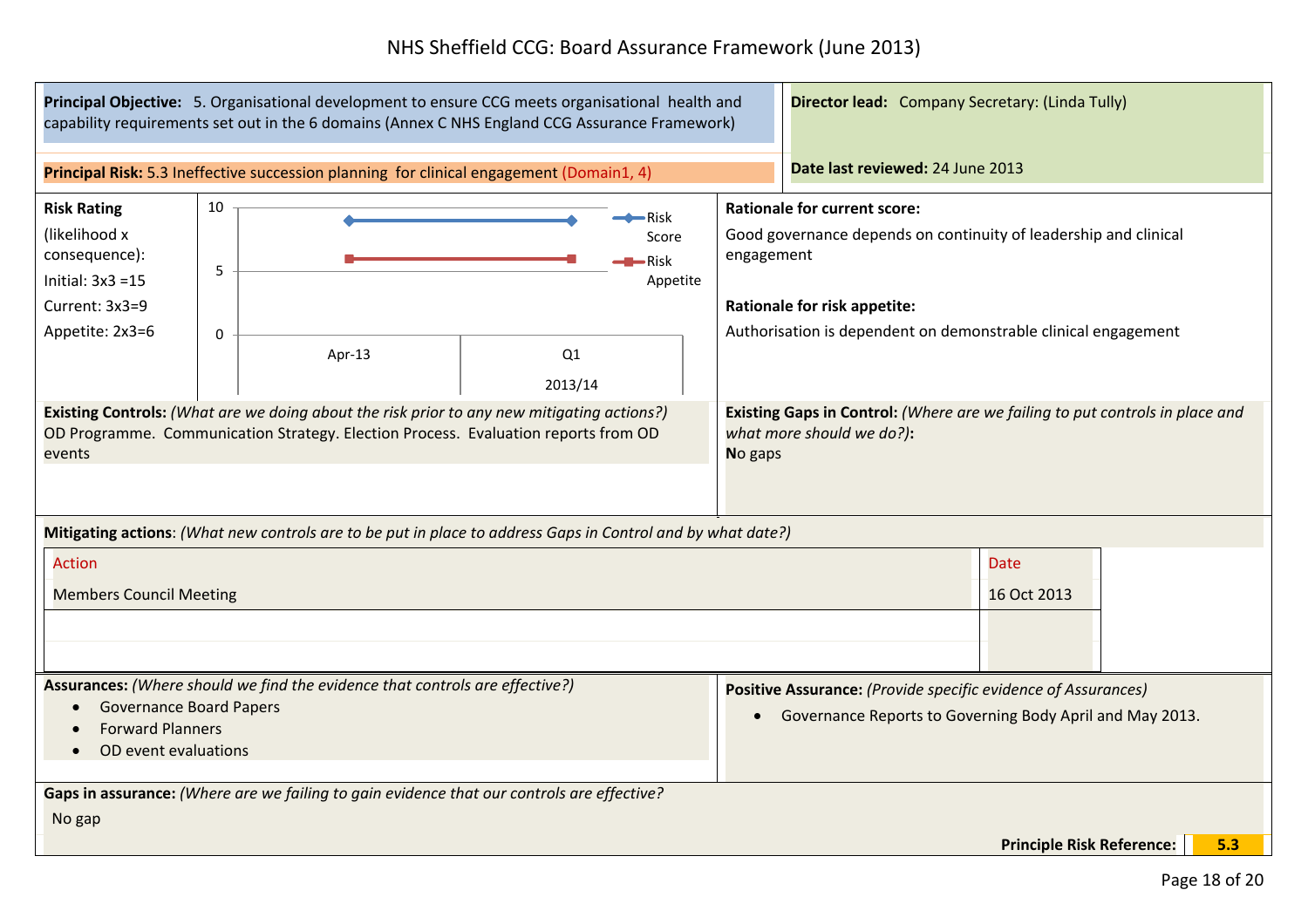# NHS Sheffield CCG: Board Assurance Framework (June 2013)

**Principal Objective:** 5. Organisational development to ensure CCG meets organisational health and capability requirements set out in the 6 domains (Annex C NHS England CCG Assurance Framework)

**Director lead:** Company Secretary: (Linda Tully)

**Principal Risk:** 5.3 Ineffective succession planning for clinical engagement (Domain1, 4)

**Date last reviewed:** 24 June 2013

**Risk Rating** (likelihood x consequence):

Initial: 3x3 =15

Current: 3x3=9

Appetite: 2x3=6

| | Apr-13 | Q1 2013/14 |
|---|---|---|
| Risk Score | 9 | 9 |
| Risk Appetite | 6 | 6 |

**Rationale for current score:**

Good governance depends on continuity of leadership and clinical engagement

**Rationale for risk appetite:**

Authorisation is dependent on demonstrable clinical engagement

**Existing Controls:** *(What are we doing about the risk prior to any new mitigating actions?)*
OD Programme. Communication Strategy. Election Process. Evaluation reports from OD events

**Existing Gaps in Control:** *(Where are we failing to put controls in place and what more should we do?)***:**
No gaps

**Mitigating actions**: *(What new controls are to be put in place to address Gaps in Control and by what date?)*

| Action | Date |
|---|---|
| Members Council Meeting | 16 Oct 2013 |
| | |

**Assurances:** *(Where should we find the evidence that controls are effective?)*

- Governance Board Papers
- Forward Planners
- OD event evaluations

**Positive Assurance:** *(Provide specific evidence of Assurances)*

- Governance Reports to Governing Body April and May 2013.

**Gaps in assurance:** *(Where are we failing to gain evidence that our controls are effective?*

No gap

**Principle Risk Reference:** 5.3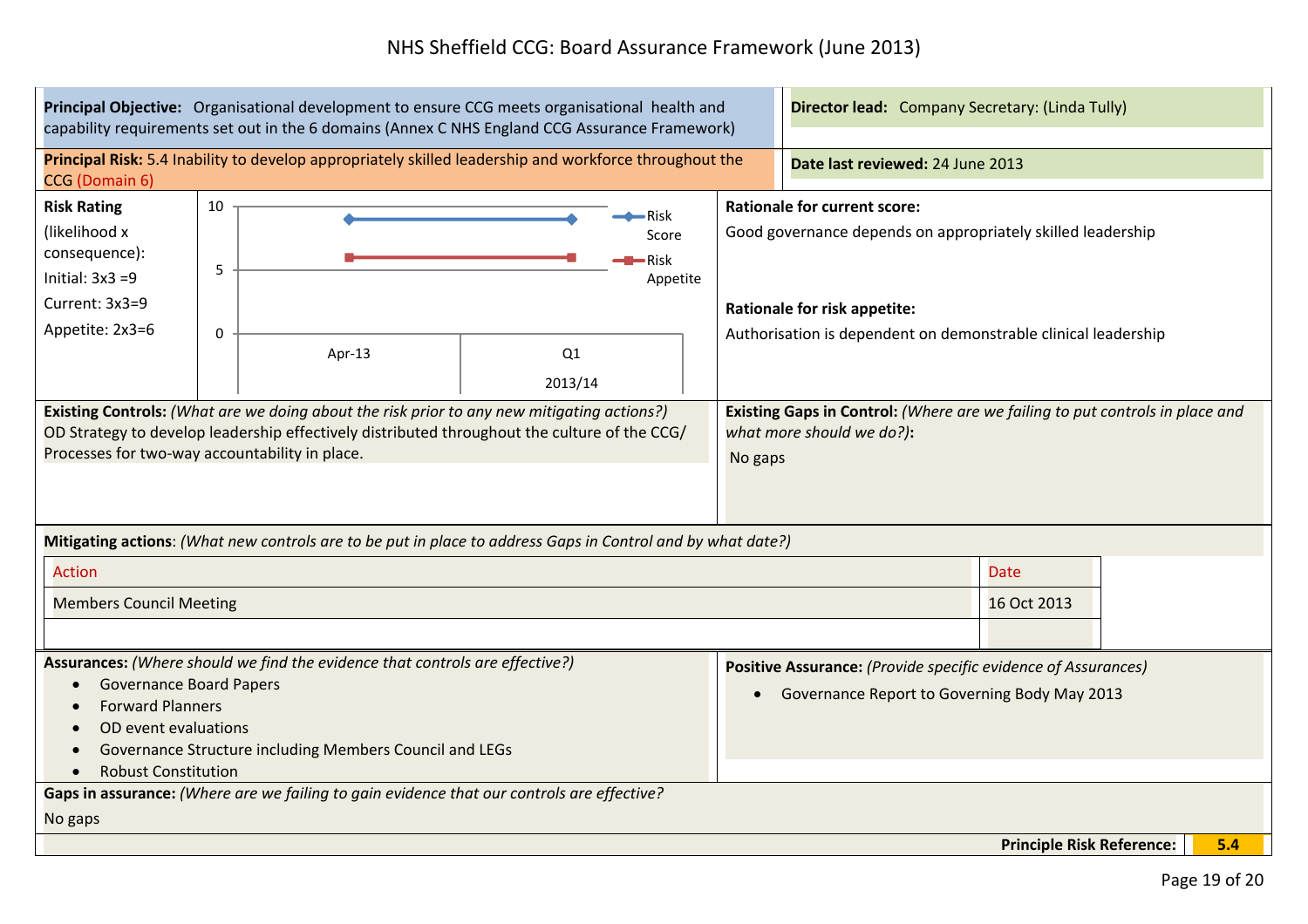# NHS Sheffield CCG: Board Assurance Framework (June 2013)

| **Principal Objective:** Organisational development to ensure CCG meets organisational health and capability requirements set out in the 6 domains (Annex C NHS England CCG Assurance Framework) | **Director lead:** Company Secretary: (Linda Tully) |
|---|---|
| **Principal Risk:** 5.4 Inability to develop appropriately skilled leadership and workforce throughout the CCG (Domain 6) | **Date last reviewed:** 24 June 2013 |

**Risk Rating** (likelihood x consequence):
Initial: 3x3 =9
Current: 3x3=9
Appetite: 2x3=6

| | Apr-13 | Q1 2013/14 |
|---|---|---|
| Risk Score | 9 | 9 |
| Risk Appetite | 6 | 6 |

**Rationale for current score:**
Good governance depends on appropriately skilled leadership

**Rationale for risk appetite:**
Authorisation is dependent on demonstrable clinical leadership

**Existing Controls:** *(What are we doing about the risk prior to any new mitigating actions?)*
OD Strategy to develop leadership effectively distributed throughout the culture of the CCG/ Processes for two-way accountability in place.

**Existing Gaps in Control:** *(Where are we failing to put controls in place and what more should we do?)***:**
No gaps

**Mitigating actions**: *(What new controls are to be put in place to address Gaps in Control and by what date?)*

| Action | Date |
|---|---|
| Members Council Meeting | 16 Oct 2013 |
| | |

**Assurances:** *(Where should we find the evidence that controls are effective?)*
- Governance Board Papers
- Forward Planners
- OD event evaluations
- Governance Structure including Members Council and LEGs
- Robust Constitution

**Positive Assurance:** *(Provide specific evidence of Assurances)*
- Governance Report to Governing Body May 2013

**Gaps in assurance:** *(Where are we failing to gain evidence that our controls are effective?*
No gaps

**Principle Risk Reference:** **5.4**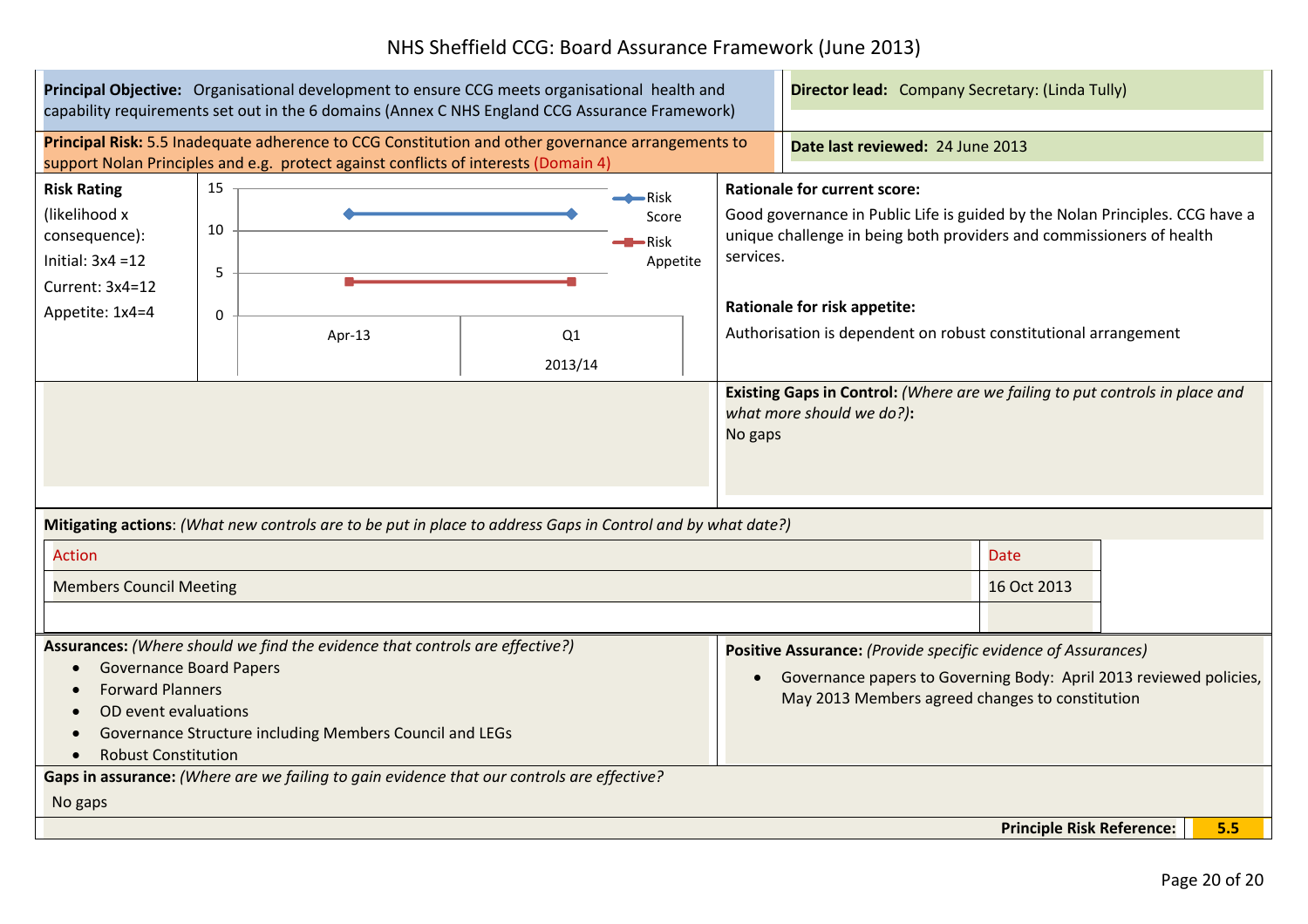# NHS Sheffield CCG: Board Assurance Framework (June 2013)

**Principal Objective:** Organisational development to ensure CCG meets organisational health and capability requirements set out in the 6 domains (Annex C NHS England CCG Assurance Framework)

**Director lead:** Company Secretary: (Linda Tully)

**Principal Risk:** 5.5 Inadequate adherence to CCG Constitution and other governance arrangements to support Nolan Principles and e.g. protect against conflicts of interests (Domain 4)

**Date last reviewed:** 24 June 2013

**Risk Rating** (likelihood x consequence):
Initial: 3x4 =12
Current: 3x4=12
Appetite: 1x4=4

15
10
5
0
Apr-13
Q1
2013/14
Risk Score
Risk Appetite

**Rationale for current score:**

Good governance in Public Life is guided by the Nolan Principles. CCG have a unique challenge in being both providers and commissioners of health services.

**Rationale for risk appetite:**

Authorisation is dependent on robust constitutional arrangement

**Existing Gaps in Control:** *(Where are we failing to put controls in place and what more should we do?)***:**
No gaps

**Mitigating actions**: *(What new controls are to be put in place to address Gaps in Control and by what date?)*

| Action | Date |
|---|---|
| Members Council Meeting | 16 Oct 2013 |
| | |

**Assurances:** *(Where should we find the evidence that controls are effective?)*

- Governance Board Papers
- Forward Planners
- OD event evaluations
- Governance Structure including Members Council and LEGs
- Robust Constitution

**Positive Assurance:** *(Provide specific evidence of Assurances)*

- Governance papers to Governing Body: April 2013 reviewed policies, May 2013 Members agreed changes to constitution

**Gaps in assurance:** *(Where are we failing to gain evidence that our controls are effective?*

No gaps

**Principle Risk Reference:** **5.5**